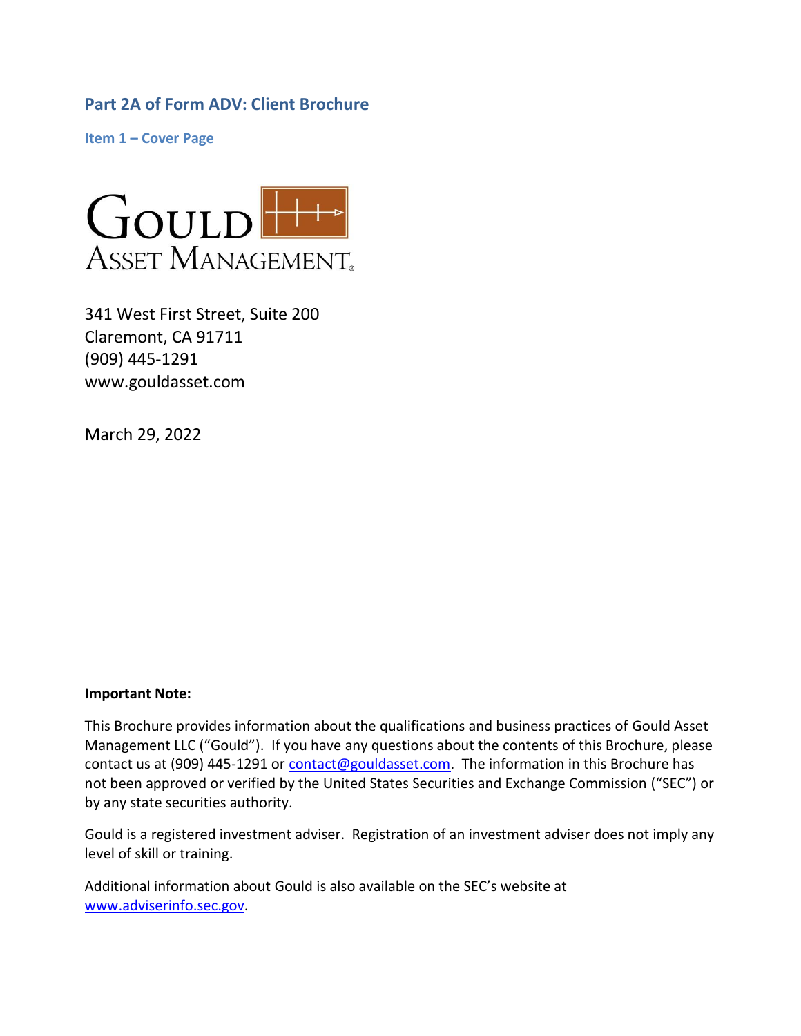## Part 2A of Form ADV: Client Brochure

### Item 1 – Cover Page

Gould Asset Management

341 West First Street, Suite 200
Claremont, CA 91711
(909) 445-1291
www.gouldasset.com

March 29, 2022

**Important Note:**

This Brochure provides information about the qualifications and business practices of Gould Asset Management LLC ("Gould"). If you have any questions about the contents of this Brochure, please contact us at (909) 445-1291 or contact@gouldasset.com. The information in this Brochure has not been approved or verified by the United States Securities and Exchange Commission ("SEC") or by any state securities authority.

Gould is a registered investment adviser. Registration of an investment adviser does not imply any level of skill or training.

Additional information about Gould is also available on the SEC's website at www.adviserinfo.sec.gov.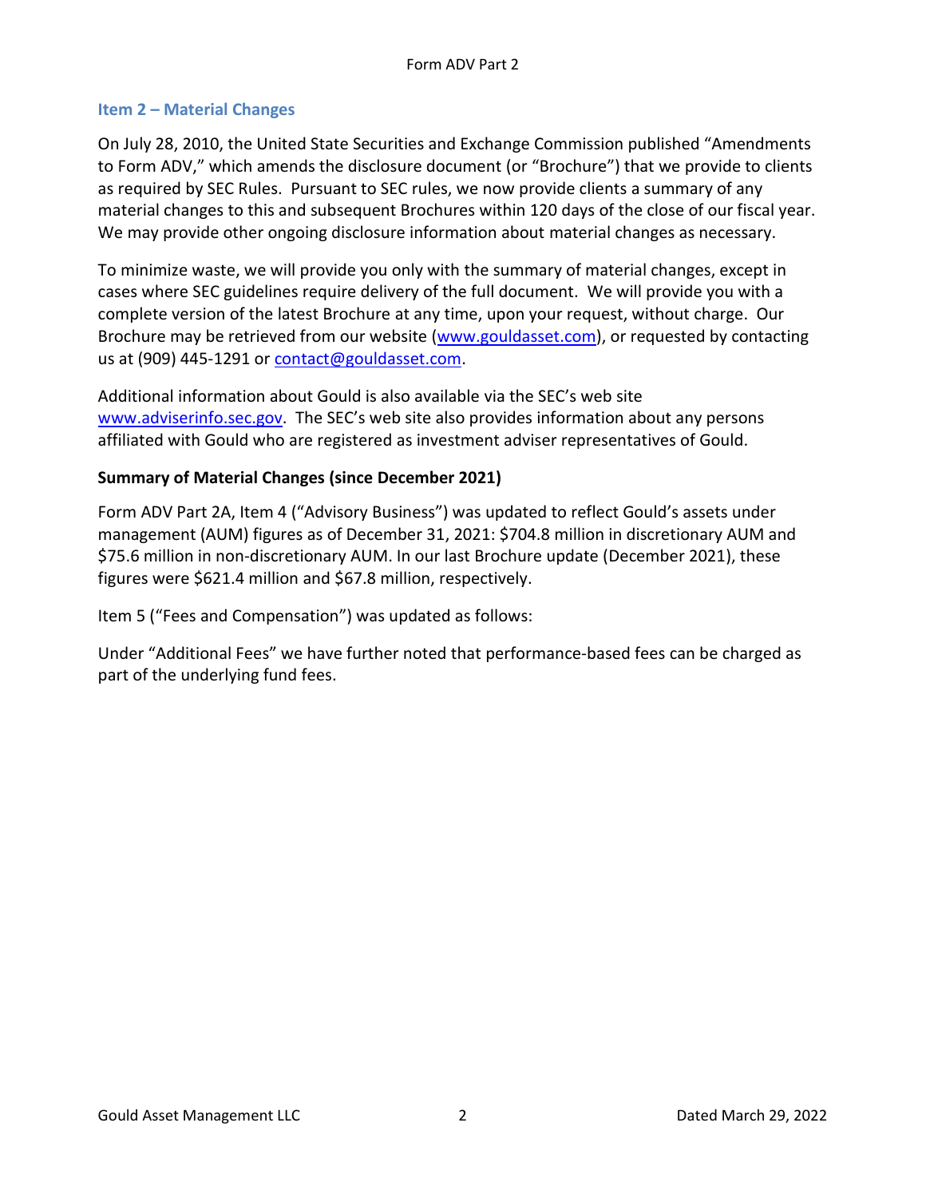## Item 2 – Material Changes

On July 28, 2010, the United State Securities and Exchange Commission published "Amendments to Form ADV," which amends the disclosure document (or "Brochure") that we provide to clients as required by SEC Rules. Pursuant to SEC rules, we now provide clients a summary of any material changes to this and subsequent Brochures within 120 days of the close of our fiscal year. We may provide other ongoing disclosure information about material changes as necessary.

To minimize waste, we will provide you only with the summary of material changes, except in cases where SEC guidelines require delivery of the full document. We will provide you with a complete version of the latest Brochure at any time, upon your request, without charge. Our Brochure may be retrieved from our website (www.gouldasset.com), or requested by contacting us at (909) 445-1291 or contact@gouldasset.com.

Additional information about Gould is also available via the SEC's web site www.adviserinfo.sec.gov. The SEC's web site also provides information about any persons affiliated with Gould who are registered as investment adviser representatives of Gould.

**Summary of Material Changes (since December 2021)**

Form ADV Part 2A, Item 4 ("Advisory Business") was updated to reflect Gould's assets under management (AUM) figures as of December 31, 2021: $704.8 million in discretionary AUM and $75.6 million in non-discretionary AUM. In our last Brochure update (December 2021), these figures were $621.4 million and $67.8 million, respectively.

Item 5 ("Fees and Compensation") was updated as follows:

Under "Additional Fees" we have further noted that performance-based fees can be charged as part of the underlying fund fees.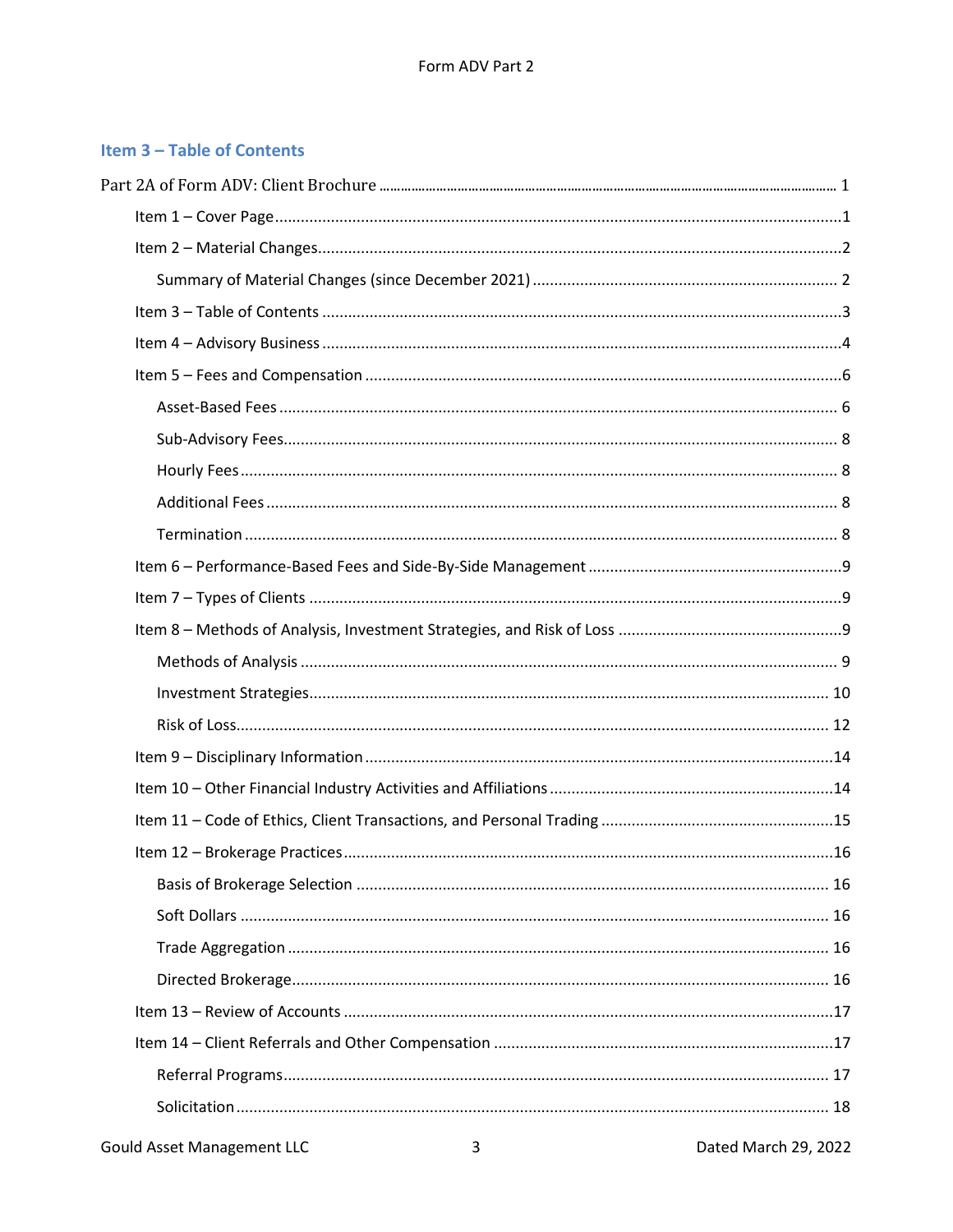## Item 3 – Table of Contents

Part 2A of Form ADV: Client Brochure ........ 1

- Item 1 – Cover Page ........ 1
- Item 2 – Material Changes ........ 2
  - Summary of Material Changes (since December 2021) ........ 2
- Item 3 – Table of Contents ........ 3
- Item 4 – Advisory Business ........ 4
- Item 5 – Fees and Compensation ........ 6
  - Asset-Based Fees ........ 6
  - Sub-Advisory Fees ........ 8
  - Hourly Fees ........ 8
  - Additional Fees ........ 8
  - Termination ........ 8
- Item 6 – Performance-Based Fees and Side-By-Side Management ........ 9
- Item 7 – Types of Clients ........ 9
- Item 8 – Methods of Analysis, Investment Strategies, and Risk of Loss ........ 9
  - Methods of Analysis ........ 9
  - Investment Strategies ........ 10
  - Risk of Loss ........ 12
- Item 9 – Disciplinary Information ........ 14
- Item 10 – Other Financial Industry Activities and Affiliations ........ 14
- Item 11 – Code of Ethics, Client Transactions, and Personal Trading ........ 15
- Item 12 – Brokerage Practices ........ 16
  - Basis of Brokerage Selection ........ 16
  - Soft Dollars ........ 16
  - Trade Aggregation ........ 16
  - Directed Brokerage ........ 16
- Item 13 – Review of Accounts ........ 17
- Item 14 – Client Referrals and Other Compensation ........ 17
  - Referral Programs ........ 17
  - Solicitation ........ 18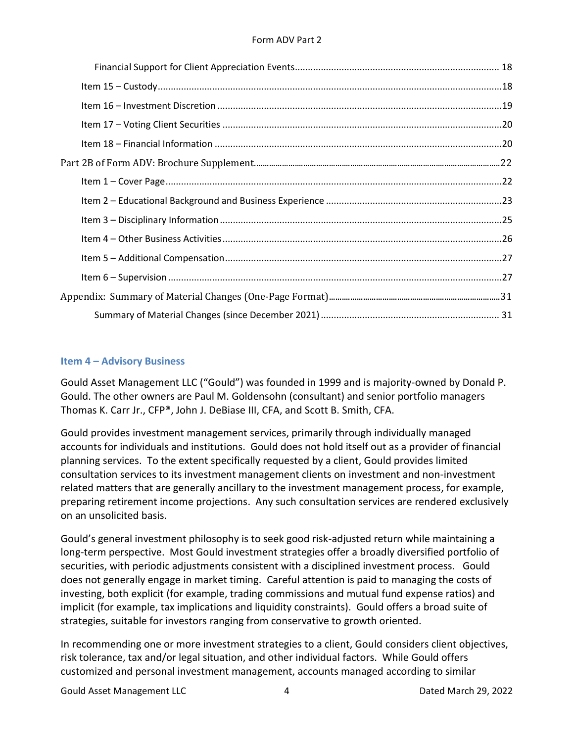Financial Support for Client Appreciation Events........................................................................ 18

Item 15 – Custody.......................................................................................................................18

Item 16 – Investment Discretion ...............................................................................................19

Item 17 – Voting Client Securities .............................................................................................20

Item 18 – Financial Information ................................................................................................20

Part 2B of Form ADV: Brochure Supplement..................................................................................22

Item 1 – Cover Page....................................................................................................................22

Item 2 – Educational Background and Business Experience .....................................................23

Item 3 – Disciplinary Information ..............................................................................................25

Item 4 – Other Business Activities..............................................................................................26

Item 5 – Additional Compensation.............................................................................................27

Item 6 – Supervision ..................................................................................................................27

Appendix: Summary of Material Changes (One-Page Format)......................................................31

Summary of Material Changes (since December 2021) ........................................................ 31

## Item 4 – Advisory Business

Gould Asset Management LLC ("Gould") was founded in 1999 and is majority-owned by Donald P. Gould. The other owners are Paul M. Goldensohn (consultant) and senior portfolio managers Thomas K. Carr Jr., CFP®, John J. DeBiase III, CFA, and Scott B. Smith, CFA.

Gould provides investment management services, primarily through individually managed accounts for individuals and institutions. Gould does not hold itself out as a provider of financial planning services. To the extent specifically requested by a client, Gould provides limited consultation services to its investment management clients on investment and non-investment related matters that are generally ancillary to the investment management process, for example, preparing retirement income projections. Any such consultation services are rendered exclusively on an unsolicited basis.

Gould's general investment philosophy is to seek good risk-adjusted return while maintaining a long-term perspective. Most Gould investment strategies offer a broadly diversified portfolio of securities, with periodic adjustments consistent with a disciplined investment process. Gould does not generally engage in market timing. Careful attention is paid to managing the costs of investing, both explicit (for example, trading commissions and mutual fund expense ratios) and implicit (for example, tax implications and liquidity constraints). Gould offers a broad suite of strategies, suitable for investors ranging from conservative to growth oriented.

In recommending one or more investment strategies to a client, Gould considers client objectives, risk tolerance, tax and/or legal situation, and other individual factors. While Gould offers customized and personal investment management, accounts managed according to similar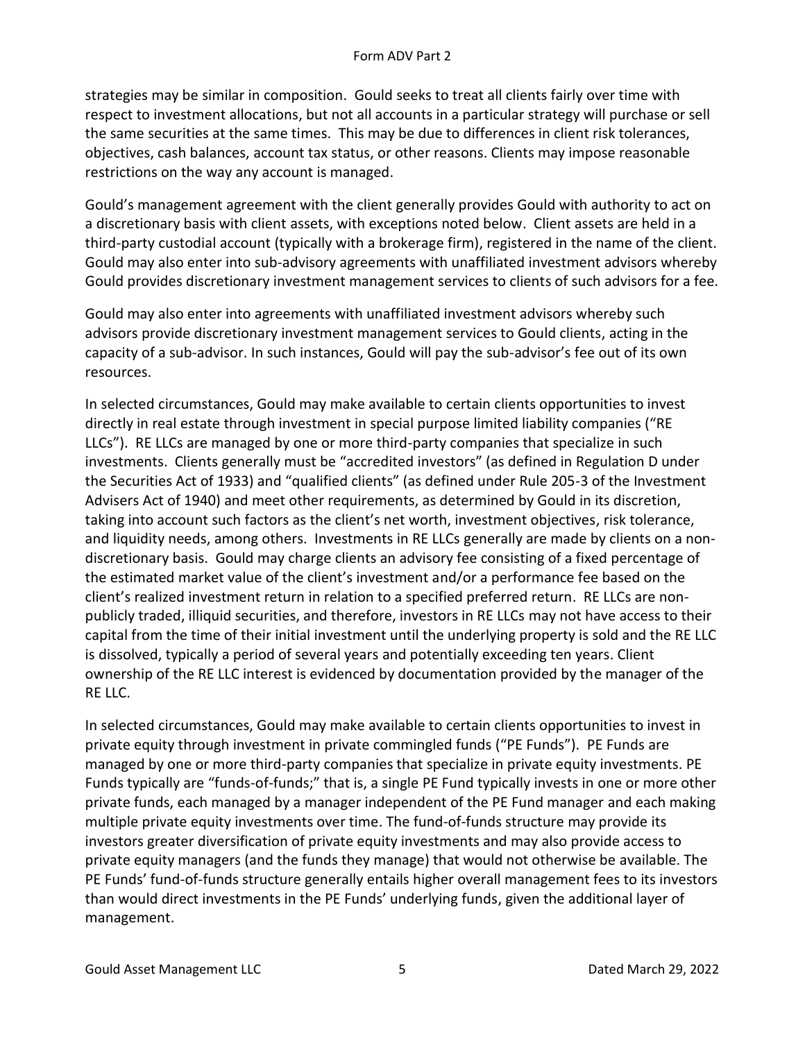strategies may be similar in composition. Gould seeks to treat all clients fairly over time with respect to investment allocations, but not all accounts in a particular strategy will purchase or sell the same securities at the same times. This may be due to differences in client risk tolerances, objectives, cash balances, account tax status, or other reasons. Clients may impose reasonable restrictions on the way any account is managed.

Gould's management agreement with the client generally provides Gould with authority to act on a discretionary basis with client assets, with exceptions noted below. Client assets are held in a third-party custodial account (typically with a brokerage firm), registered in the name of the client. Gould may also enter into sub-advisory agreements with unaffiliated investment advisors whereby Gould provides discretionary investment management services to clients of such advisors for a fee.

Gould may also enter into agreements with unaffiliated investment advisors whereby such advisors provide discretionary investment management services to Gould clients, acting in the capacity of a sub-advisor. In such instances, Gould will pay the sub-advisor's fee out of its own resources.

In selected circumstances, Gould may make available to certain clients opportunities to invest directly in real estate through investment in special purpose limited liability companies ("RE LLCs"). RE LLCs are managed by one or more third-party companies that specialize in such investments. Clients generally must be "accredited investors" (as defined in Regulation D under the Securities Act of 1933) and "qualified clients" (as defined under Rule 205-3 of the Investment Advisers Act of 1940) and meet other requirements, as determined by Gould in its discretion, taking into account such factors as the client's net worth, investment objectives, risk tolerance, and liquidity needs, among others. Investments in RE LLCs generally are made by clients on a non-discretionary basis. Gould may charge clients an advisory fee consisting of a fixed percentage of the estimated market value of the client's investment and/or a performance fee based on the client's realized investment return in relation to a specified preferred return. RE LLCs are non-publicly traded, illiquid securities, and therefore, investors in RE LLCs may not have access to their capital from the time of their initial investment until the underlying property is sold and the RE LLC is dissolved, typically a period of several years and potentially exceeding ten years. Client ownership of the RE LLC interest is evidenced by documentation provided by the manager of the RE LLC.

In selected circumstances, Gould may make available to certain clients opportunities to invest in private equity through investment in private commingled funds ("PE Funds"). PE Funds are managed by one or more third-party companies that specialize in private equity investments. PE Funds typically are "funds-of-funds;" that is, a single PE Fund typically invests in one or more other private funds, each managed by a manager independent of the PE Fund manager and each making multiple private equity investments over time. The fund-of-funds structure may provide its investors greater diversification of private equity investments and may also provide access to private equity managers (and the funds they manage) that would not otherwise be available. The PE Funds' fund-of-funds structure generally entails higher overall management fees to its investors than would direct investments in the PE Funds' underlying funds, given the additional layer of management.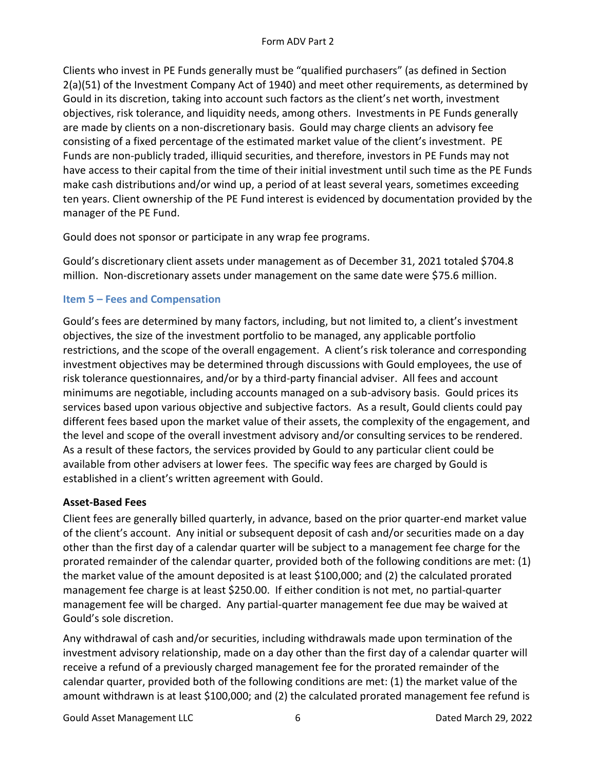Clients who invest in PE Funds generally must be "qualified purchasers" (as defined in Section 2(a)(51) of the Investment Company Act of 1940) and meet other requirements, as determined by Gould in its discretion, taking into account such factors as the client's net worth, investment objectives, risk tolerance, and liquidity needs, among others. Investments in PE Funds generally are made by clients on a non-discretionary basis. Gould may charge clients an advisory fee consisting of a fixed percentage of the estimated market value of the client's investment. PE Funds are non-publicly traded, illiquid securities, and therefore, investors in PE Funds may not have access to their capital from the time of their initial investment until such time as the PE Funds make cash distributions and/or wind up, a period of at least several years, sometimes exceeding ten years. Client ownership of the PE Fund interest is evidenced by documentation provided by the manager of the PE Fund.

Gould does not sponsor or participate in any wrap fee programs.

Gould's discretionary client assets under management as of December 31, 2021 totaled $704.8 million. Non-discretionary assets under management on the same date were $75.6 million.

## Item 5 – Fees and Compensation

Gould's fees are determined by many factors, including, but not limited to, a client's investment objectives, the size of the investment portfolio to be managed, any applicable portfolio restrictions, and the scope of the overall engagement. A client's risk tolerance and corresponding investment objectives may be determined through discussions with Gould employees, the use of risk tolerance questionnaires, and/or by a third-party financial adviser. All fees and account minimums are negotiable, including accounts managed on a sub-advisory basis. Gould prices its services based upon various objective and subjective factors. As a result, Gould clients could pay different fees based upon the market value of their assets, the complexity of the engagement, and the level and scope of the overall investment advisory and/or consulting services to be rendered. As a result of these factors, the services provided by Gould to any particular client could be available from other advisers at lower fees. The specific way fees are charged by Gould is established in a client's written agreement with Gould.

### Asset-Based Fees

Client fees are generally billed quarterly, in advance, based on the prior quarter-end market value of the client's account. Any initial or subsequent deposit of cash and/or securities made on a day other than the first day of a calendar quarter will be subject to a management fee charge for the prorated remainder of the calendar quarter, provided both of the following conditions are met: (1) the market value of the amount deposited is at least $100,000; and (2) the calculated prorated management fee charge is at least $250.00. If either condition is not met, no partial-quarter management fee will be charged. Any partial-quarter management fee due may be waived at Gould's sole discretion.

Any withdrawal of cash and/or securities, including withdrawals made upon termination of the investment advisory relationship, made on a day other than the first day of a calendar quarter will receive a refund of a previously charged management fee for the prorated remainder of the calendar quarter, provided both of the following conditions are met: (1) the market value of the amount withdrawn is at least $100,000; and (2) the calculated prorated management fee refund is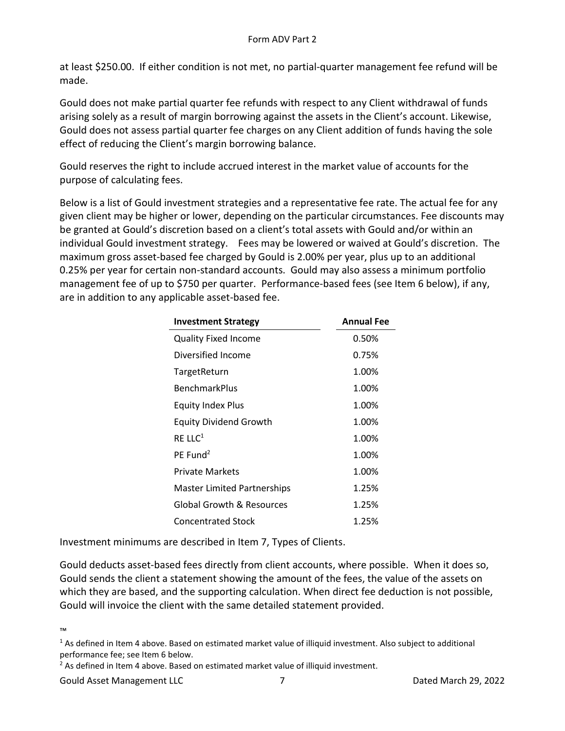at least $250.00. If either condition is not met, no partial-quarter management fee refund will be made.

Gould does not make partial quarter fee refunds with respect to any Client withdrawal of funds arising solely as a result of margin borrowing against the assets in the Client's account. Likewise, Gould does not assess partial quarter fee charges on any Client addition of funds having the sole effect of reducing the Client's margin borrowing balance.

Gould reserves the right to include accrued interest in the market value of accounts for the purpose of calculating fees.

Below is a list of Gould investment strategies and a representative fee rate. The actual fee for any given client may be higher or lower, depending on the particular circumstances. Fee discounts may be granted at Gould's discretion based on a client's total assets with Gould and/or within an individual Gould investment strategy. Fees may be lowered or waived at Gould's discretion. The maximum gross asset-based fee charged by Gould is 2.00% per year, plus up to an additional 0.25% per year for certain non-standard accounts. Gould may also assess a minimum portfolio management fee of up to $750 per quarter. Performance-based fees (see Item 6 below), if any, are in addition to any applicable asset-based fee.

| Investment Strategy | Annual Fee |
|---|---|
| Quality Fixed Income | 0.50% |
| Diversified Income | 0.75% |
| TargetReturn | 1.00% |
| BenchmarkPlus | 1.00% |
| Equity Index Plus | 1.00% |
| Equity Dividend Growth | 1.00% |
| RE LLC[1] | 1.00% |
| PE Fund[2] | 1.00% |
| Private Markets | 1.00% |
| Master Limited Partnerships | 1.25% |
| Global Growth & Resources | 1.25% |
| Concentrated Stock | 1.25% |

Investment minimums are described in Item 7, Types of Clients.

Gould deducts asset-based fees directly from client accounts, where possible. When it does so, Gould sends the client a statement showing the amount of the fees, the value of the assets on which they are based, and the supporting calculation. When direct fee deduction is not possible, Gould will invoice the client with the same detailed statement provided.

™

[1] As defined in Item 4 above. Based on estimated market value of illiquid investment. Also subject to additional performance fee; see Item 6 below.

[2] As defined in Item 4 above. Based on estimated market value of illiquid investment.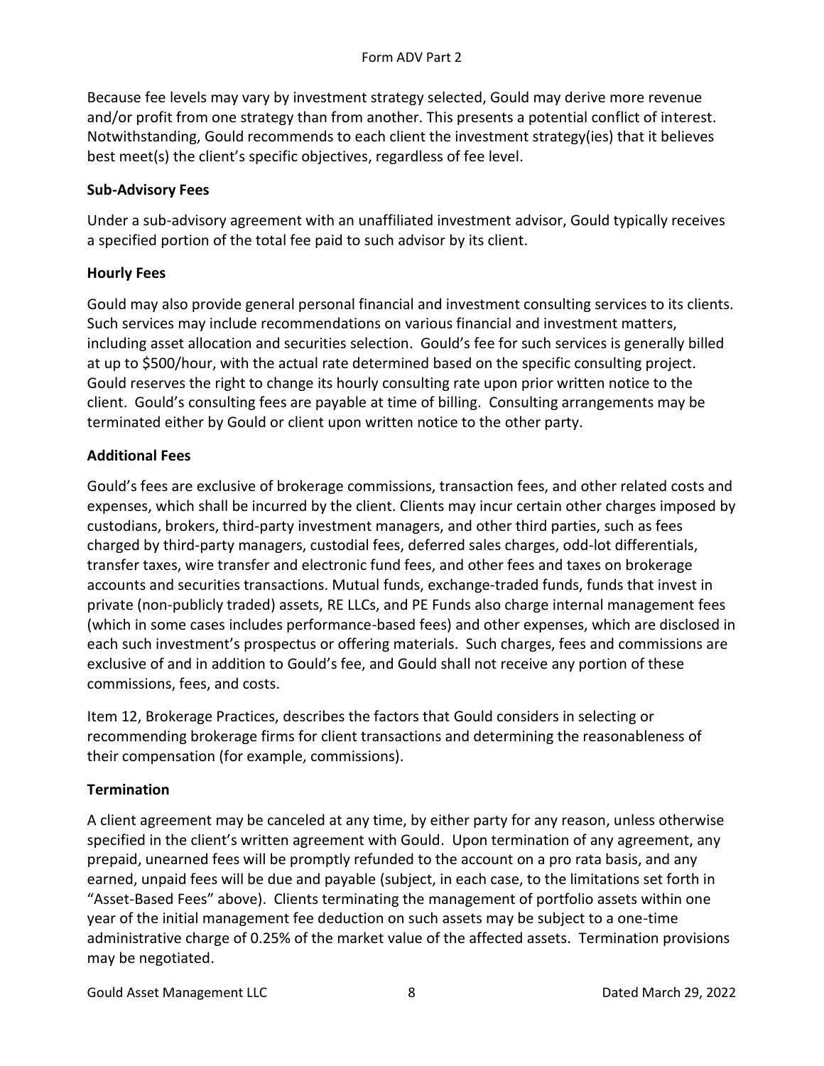Because fee levels may vary by investment strategy selected, Gould may derive more revenue and/or profit from one strategy than from another. This presents a potential conflict of interest. Notwithstanding, Gould recommends to each client the investment strategy(ies) that it believes best meet(s) the client's specific objectives, regardless of fee level.

**Sub-Advisory Fees**

Under a sub-advisory agreement with an unaffiliated investment advisor, Gould typically receives a specified portion of the total fee paid to such advisor by its client.

**Hourly Fees**

Gould may also provide general personal financial and investment consulting services to its clients. Such services may include recommendations on various financial and investment matters, including asset allocation and securities selection. Gould's fee for such services is generally billed at up to $500/hour, with the actual rate determined based on the specific consulting project. Gould reserves the right to change its hourly consulting rate upon prior written notice to the client. Gould's consulting fees are payable at time of billing. Consulting arrangements may be terminated either by Gould or client upon written notice to the other party.

**Additional Fees**

Gould's fees are exclusive of brokerage commissions, transaction fees, and other related costs and expenses, which shall be incurred by the client. Clients may incur certain other charges imposed by custodians, brokers, third-party investment managers, and other third parties, such as fees charged by third-party managers, custodial fees, deferred sales charges, odd-lot differentials, transfer taxes, wire transfer and electronic fund fees, and other fees and taxes on brokerage accounts and securities transactions. Mutual funds, exchange-traded funds, funds that invest in private (non-publicly traded) assets, RE LLCs, and PE Funds also charge internal management fees (which in some cases includes performance-based fees) and other expenses, which are disclosed in each such investment's prospectus or offering materials. Such charges, fees and commissions are exclusive of and in addition to Gould's fee, and Gould shall not receive any portion of these commissions, fees, and costs.

Item 12, Brokerage Practices, describes the factors that Gould considers in selecting or recommending brokerage firms for client transactions and determining the reasonableness of their compensation (for example, commissions).

**Termination**

A client agreement may be canceled at any time, by either party for any reason, unless otherwise specified in the client's written agreement with Gould. Upon termination of any agreement, any prepaid, unearned fees will be promptly refunded to the account on a pro rata basis, and any earned, unpaid fees will be due and payable (subject, in each case, to the limitations set forth in "Asset-Based Fees" above). Clients terminating the management of portfolio assets within one year of the initial management fee deduction on such assets may be subject to a one-time administrative charge of 0.25% of the market value of the affected assets. Termination provisions may be negotiated.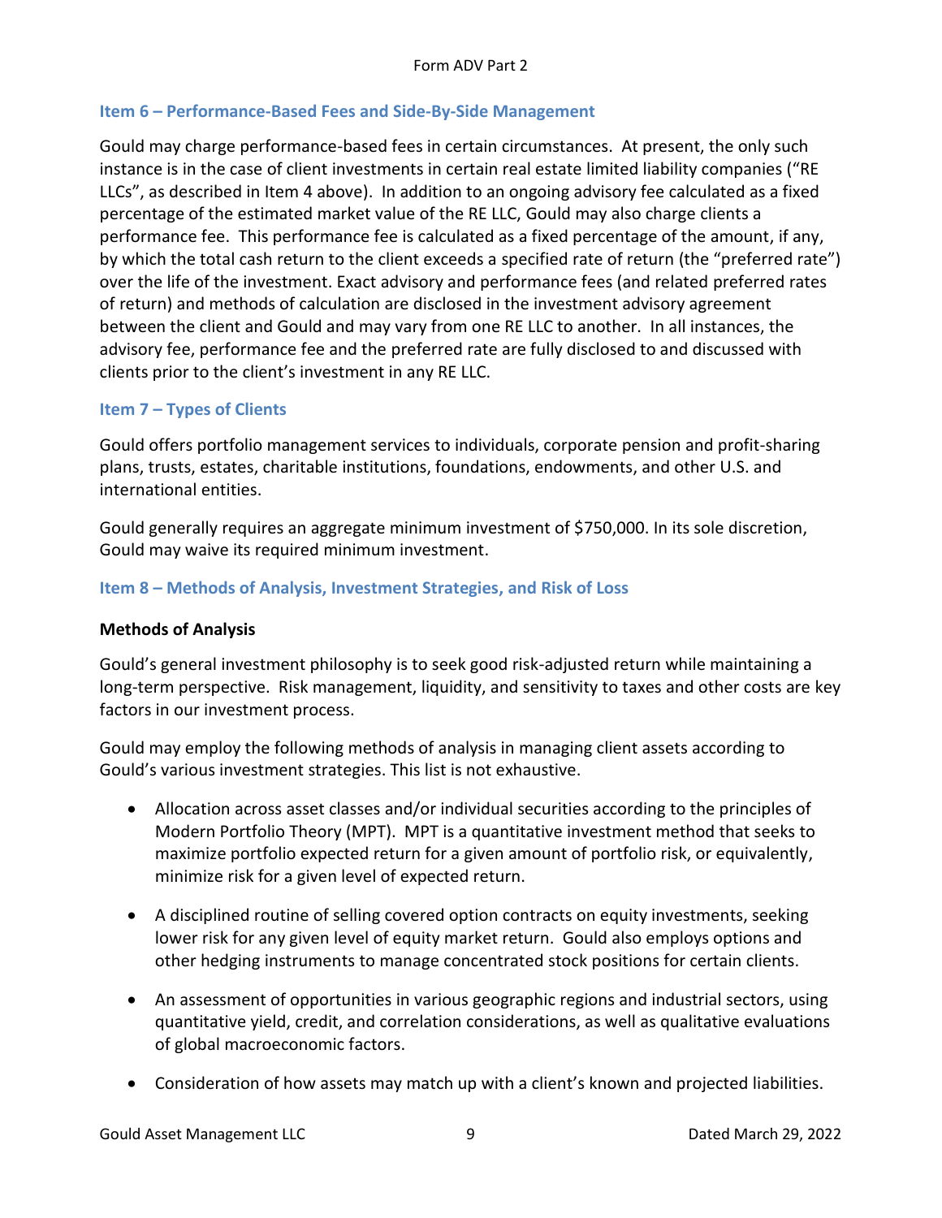## Item 6 – Performance-Based Fees and Side-By-Side Management

Gould may charge performance-based fees in certain circumstances. At present, the only such instance is in the case of client investments in certain real estate limited liability companies ("RE LLCs", as described in Item 4 above). In addition to an ongoing advisory fee calculated as a fixed percentage of the estimated market value of the RE LLC, Gould may also charge clients a performance fee. This performance fee is calculated as a fixed percentage of the amount, if any, by which the total cash return to the client exceeds a specified rate of return (the "preferred rate") over the life of the investment. Exact advisory and performance fees (and related preferred rates of return) and methods of calculation are disclosed in the investment advisory agreement between the client and Gould and may vary from one RE LLC to another. In all instances, the advisory fee, performance fee and the preferred rate are fully disclosed to and discussed with clients prior to the client's investment in any RE LLC.

## Item 7 – Types of Clients

Gould offers portfolio management services to individuals, corporate pension and profit-sharing plans, trusts, estates, charitable institutions, foundations, endowments, and other U.S. and international entities.

Gould generally requires an aggregate minimum investment of $750,000. In its sole discretion, Gould may waive its required minimum investment.

## Item 8 – Methods of Analysis, Investment Strategies, and Risk of Loss

### Methods of Analysis

Gould's general investment philosophy is to seek good risk-adjusted return while maintaining a long-term perspective. Risk management, liquidity, and sensitivity to taxes and other costs are key factors in our investment process.

Gould may employ the following methods of analysis in managing client assets according to Gould's various investment strategies. This list is not exhaustive.

- Allocation across asset classes and/or individual securities according to the principles of Modern Portfolio Theory (MPT). MPT is a quantitative investment method that seeks to maximize portfolio expected return for a given amount of portfolio risk, or equivalently, minimize risk for a given level of expected return.
- A disciplined routine of selling covered option contracts on equity investments, seeking lower risk for any given level of equity market return. Gould also employs options and other hedging instruments to manage concentrated stock positions for certain clients.
- An assessment of opportunities in various geographic regions and industrial sectors, using quantitative yield, credit, and correlation considerations, as well as qualitative evaluations of global macroeconomic factors.
- Consideration of how assets may match up with a client's known and projected liabilities.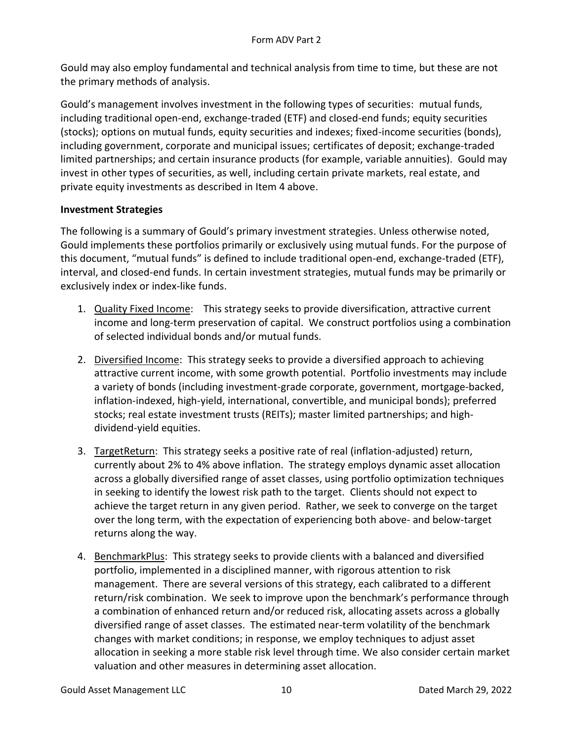Gould may also employ fundamental and technical analysis from time to time, but these are not the primary methods of analysis.

Gould's management involves investment in the following types of securities: mutual funds, including traditional open-end, exchange-traded (ETF) and closed-end funds; equity securities (stocks); options on mutual funds, equity securities and indexes; fixed-income securities (bonds), including government, corporate and municipal issues; certificates of deposit; exchange-traded limited partnerships; and certain insurance products (for example, variable annuities). Gould may invest in other types of securities, as well, including certain private markets, real estate, and private equity investments as described in Item 4 above.

**Investment Strategies**

The following is a summary of Gould's primary investment strategies. Unless otherwise noted, Gould implements these portfolios primarily or exclusively using mutual funds. For the purpose of this document, "mutual funds" is defined to include traditional open-end, exchange-traded (ETF), interval, and closed-end funds. In certain investment strategies, mutual funds may be primarily or exclusively index or index-like funds.

1. Quality Fixed Income: This strategy seeks to provide diversification, attractive current income and long-term preservation of capital. We construct portfolios using a combination of selected individual bonds and/or mutual funds.

2. Diversified Income: This strategy seeks to provide a diversified approach to achieving attractive current income, with some growth potential. Portfolio investments may include a variety of bonds (including investment-grade corporate, government, mortgage-backed, inflation-indexed, high-yield, international, convertible, and municipal bonds); preferred stocks; real estate investment trusts (REITs); master limited partnerships; and high-dividend-yield equities.

3. TargetReturn: This strategy seeks a positive rate of real (inflation-adjusted) return, currently about 2% to 4% above inflation. The strategy employs dynamic asset allocation across a globally diversified range of asset classes, using portfolio optimization techniques in seeking to identify the lowest risk path to the target. Clients should not expect to achieve the target return in any given period. Rather, we seek to converge on the target over the long term, with the expectation of experiencing both above- and below-target returns along the way.

4. BenchmarkPlus: This strategy seeks to provide clients with a balanced and diversified portfolio, implemented in a disciplined manner, with rigorous attention to risk management. There are several versions of this strategy, each calibrated to a different return/risk combination. We seek to improve upon the benchmark's performance through a combination of enhanced return and/or reduced risk, allocating assets across a globally diversified range of asset classes. The estimated near-term volatility of the benchmark changes with market conditions; in response, we employ techniques to adjust asset allocation in seeking a more stable risk level through time. We also consider certain market valuation and other measures in determining asset allocation.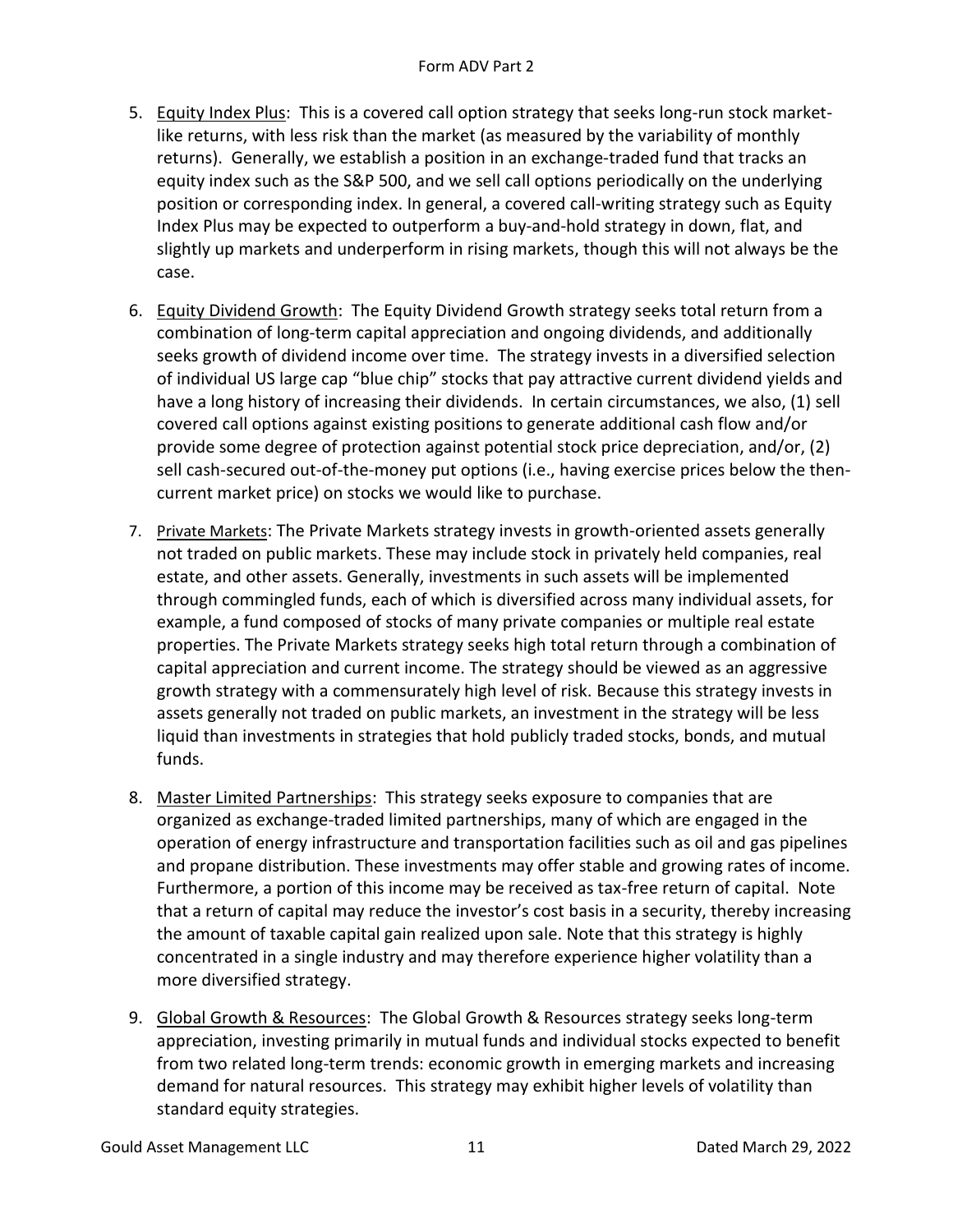5. Equity Index Plus: This is a covered call option strategy that seeks long-run stock market-like returns, with less risk than the market (as measured by the variability of monthly returns). Generally, we establish a position in an exchange-traded fund that tracks an equity index such as the S&P 500, and we sell call options periodically on the underlying position or corresponding index. In general, a covered call-writing strategy such as Equity Index Plus may be expected to outperform a buy-and-hold strategy in down, flat, and slightly up markets and underperform in rising markets, though this will not always be the case.

6. Equity Dividend Growth: The Equity Dividend Growth strategy seeks total return from a combination of long-term capital appreciation and ongoing dividends, and additionally seeks growth of dividend income over time. The strategy invests in a diversified selection of individual US large cap "blue chip" stocks that pay attractive current dividend yields and have a long history of increasing their dividends. In certain circumstances, we also, (1) sell covered call options against existing positions to generate additional cash flow and/or provide some degree of protection against potential stock price depreciation, and/or, (2) sell cash-secured out-of-the-money put options (i.e., having exercise prices below the then-current market price) on stocks we would like to purchase.

7. Private Markets: The Private Markets strategy invests in growth-oriented assets generally not traded on public markets. These may include stock in privately held companies, real estate, and other assets. Generally, investments in such assets will be implemented through commingled funds, each of which is diversified across many individual assets, for example, a fund composed of stocks of many private companies or multiple real estate properties. The Private Markets strategy seeks high total return through a combination of capital appreciation and current income. The strategy should be viewed as an aggressive growth strategy with a commensurately high level of risk. Because this strategy invests in assets generally not traded on public markets, an investment in the strategy will be less liquid than investments in strategies that hold publicly traded stocks, bonds, and mutual funds.

8. Master Limited Partnerships: This strategy seeks exposure to companies that are organized as exchange-traded limited partnerships, many of which are engaged in the operation of energy infrastructure and transportation facilities such as oil and gas pipelines and propane distribution. These investments may offer stable and growing rates of income. Furthermore, a portion of this income may be received as tax-free return of capital. Note that a return of capital may reduce the investor's cost basis in a security, thereby increasing the amount of taxable capital gain realized upon sale. Note that this strategy is highly concentrated in a single industry and may therefore experience higher volatility than a more diversified strategy.

9. Global Growth & Resources: The Global Growth & Resources strategy seeks long-term appreciation, investing primarily in mutual funds and individual stocks expected to benefit from two related long-term trends: economic growth in emerging markets and increasing demand for natural resources. This strategy may exhibit higher levels of volatility than standard equity strategies.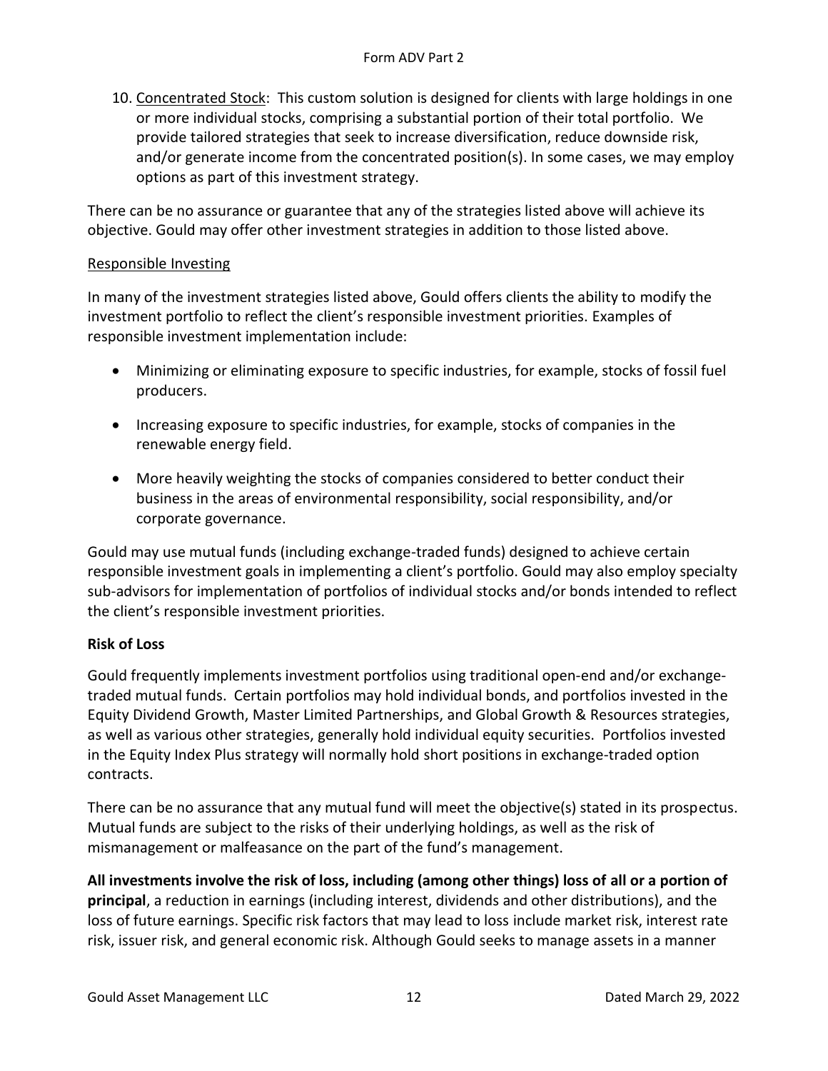10. Concentrated Stock: This custom solution is designed for clients with large holdings in one or more individual stocks, comprising a substantial portion of their total portfolio. We provide tailored strategies that seek to increase diversification, reduce downside risk, and/or generate income from the concentrated position(s). In some cases, we may employ options as part of this investment strategy.

There can be no assurance or guarantee that any of the strategies listed above will achieve its objective. Gould may offer other investment strategies in addition to those listed above.

Responsible Investing

In many of the investment strategies listed above, Gould offers clients the ability to modify the investment portfolio to reflect the client's responsible investment priorities. Examples of responsible investment implementation include:

- Minimizing or eliminating exposure to specific industries, for example, stocks of fossil fuel producers.
- Increasing exposure to specific industries, for example, stocks of companies in the renewable energy field.
- More heavily weighting the stocks of companies considered to better conduct their business in the areas of environmental responsibility, social responsibility, and/or corporate governance.

Gould may use mutual funds (including exchange-traded funds) designed to achieve certain responsible investment goals in implementing a client's portfolio. Gould may also employ specialty sub-advisors for implementation of portfolios of individual stocks and/or bonds intended to reflect the client's responsible investment priorities.

**Risk of Loss**

Gould frequently implements investment portfolios using traditional open-end and/or exchange-traded mutual funds. Certain portfolios may hold individual bonds, and portfolios invested in the Equity Dividend Growth, Master Limited Partnerships, and Global Growth & Resources strategies, as well as various other strategies, generally hold individual equity securities. Portfolios invested in the Equity Index Plus strategy will normally hold short positions in exchange-traded option contracts.

There can be no assurance that any mutual fund will meet the objective(s) stated in its prospectus. Mutual funds are subject to the risks of their underlying holdings, as well as the risk of mismanagement or malfeasance on the part of the fund's management.

**All investments involve the risk of loss, including (among other things) loss of all or a portion of principal**, a reduction in earnings (including interest, dividends and other distributions), and the loss of future earnings. Specific risk factors that may lead to loss include market risk, interest rate risk, issuer risk, and general economic risk. Although Gould seeks to manage assets in a manner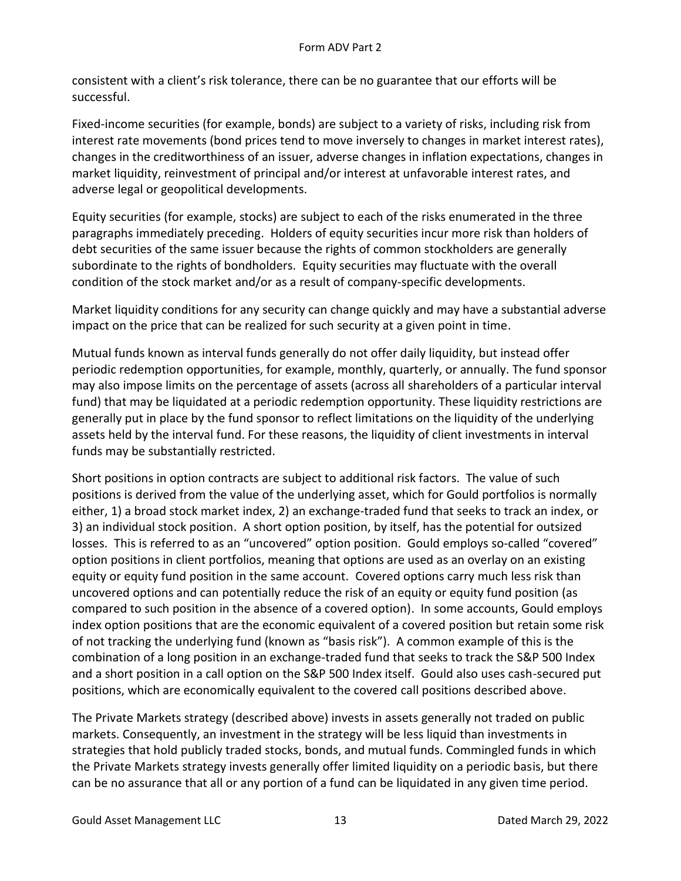consistent with a client's risk tolerance, there can be no guarantee that our efforts will be successful.

Fixed-income securities (for example, bonds) are subject to a variety of risks, including risk from interest rate movements (bond prices tend to move inversely to changes in market interest rates), changes in the creditworthiness of an issuer, adverse changes in inflation expectations, changes in market liquidity, reinvestment of principal and/or interest at unfavorable interest rates, and adverse legal or geopolitical developments.

Equity securities (for example, stocks) are subject to each of the risks enumerated in the three paragraphs immediately preceding. Holders of equity securities incur more risk than holders of debt securities of the same issuer because the rights of common stockholders are generally subordinate to the rights of bondholders. Equity securities may fluctuate with the overall condition of the stock market and/or as a result of company-specific developments.

Market liquidity conditions for any security can change quickly and may have a substantial adverse impact on the price that can be realized for such security at a given point in time.

Mutual funds known as interval funds generally do not offer daily liquidity, but instead offer periodic redemption opportunities, for example, monthly, quarterly, or annually. The fund sponsor may also impose limits on the percentage of assets (across all shareholders of a particular interval fund) that may be liquidated at a periodic redemption opportunity. These liquidity restrictions are generally put in place by the fund sponsor to reflect limitations on the liquidity of the underlying assets held by the interval fund. For these reasons, the liquidity of client investments in interval funds may be substantially restricted.

Short positions in option contracts are subject to additional risk factors. The value of such positions is derived from the value of the underlying asset, which for Gould portfolios is normally either, 1) a broad stock market index, 2) an exchange-traded fund that seeks to track an index, or 3) an individual stock position. A short option position, by itself, has the potential for outsized losses. This is referred to as an "uncovered" option position. Gould employs so-called "covered" option positions in client portfolios, meaning that options are used as an overlay on an existing equity or equity fund position in the same account. Covered options carry much less risk than uncovered options and can potentially reduce the risk of an equity or equity fund position (as compared to such position in the absence of a covered option). In some accounts, Gould employs index option positions that are the economic equivalent of a covered position but retain some risk of not tracking the underlying fund (known as "basis risk"). A common example of this is the combination of a long position in an exchange-traded fund that seeks to track the S&P 500 Index and a short position in a call option on the S&P 500 Index itself. Gould also uses cash-secured put positions, which are economically equivalent to the covered call positions described above.

The Private Markets strategy (described above) invests in assets generally not traded on public markets. Consequently, an investment in the strategy will be less liquid than investments in strategies that hold publicly traded stocks, bonds, and mutual funds. Commingled funds in which the Private Markets strategy invests generally offer limited liquidity on a periodic basis, but there can be no assurance that all or any portion of a fund can be liquidated in any given time period.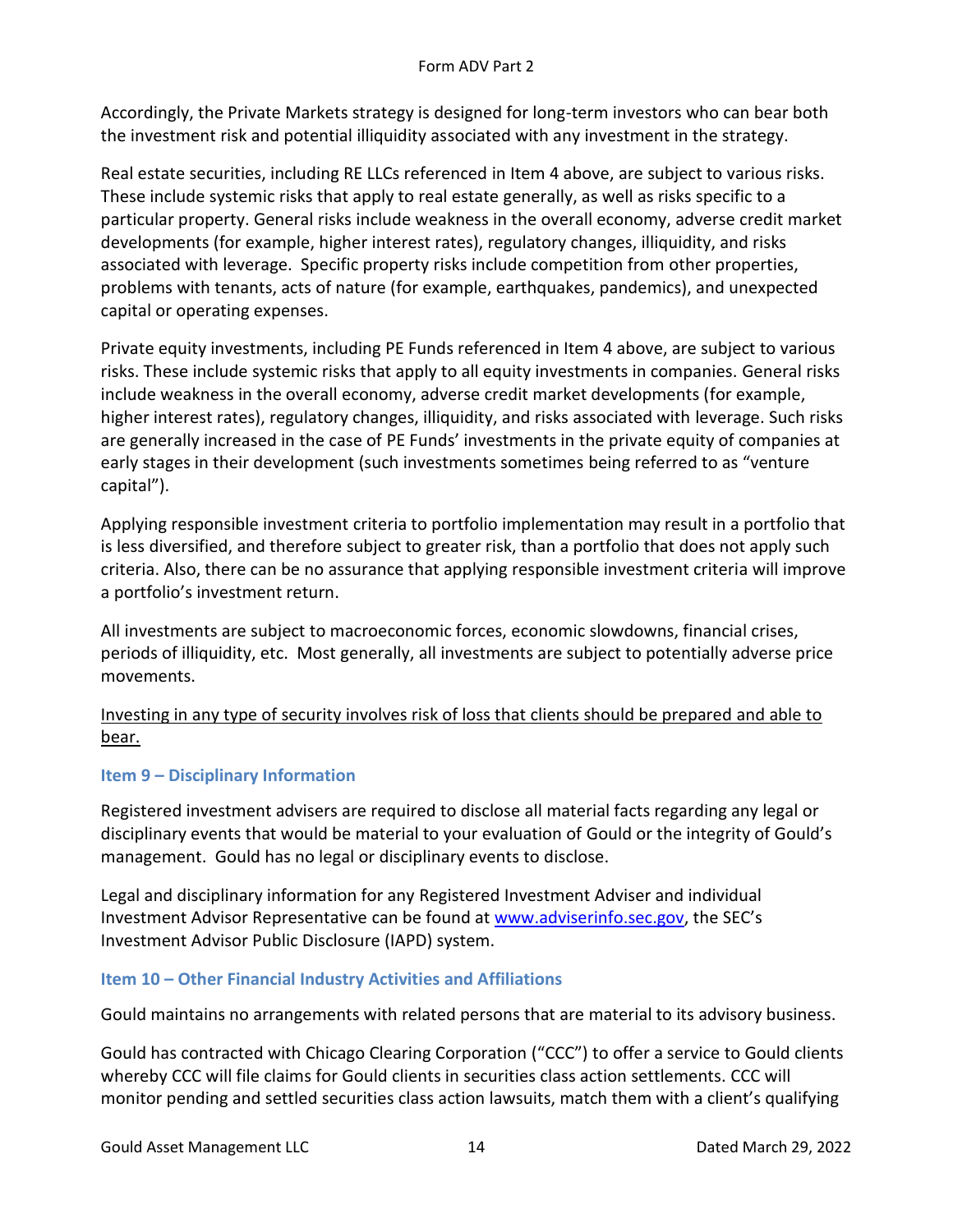Accordingly, the Private Markets strategy is designed for long-term investors who can bear both the investment risk and potential illiquidity associated with any investment in the strategy.

Real estate securities, including RE LLCs referenced in Item 4 above, are subject to various risks. These include systemic risks that apply to real estate generally, as well as risks specific to a particular property. General risks include weakness in the overall economy, adverse credit market developments (for example, higher interest rates), regulatory changes, illiquidity, and risks associated with leverage. Specific property risks include competition from other properties, problems with tenants, acts of nature (for example, earthquakes, pandemics), and unexpected capital or operating expenses.

Private equity investments, including PE Funds referenced in Item 4 above, are subject to various risks. These include systemic risks that apply to all equity investments in companies. General risks include weakness in the overall economy, adverse credit market developments (for example, higher interest rates), regulatory changes, illiquidity, and risks associated with leverage. Such risks are generally increased in the case of PE Funds' investments in the private equity of companies at early stages in their development (such investments sometimes being referred to as "venture capital").

Applying responsible investment criteria to portfolio implementation may result in a portfolio that is less diversified, and therefore subject to greater risk, than a portfolio that does not apply such criteria. Also, there can be no assurance that applying responsible investment criteria will improve a portfolio's investment return.

All investments are subject to macroeconomic forces, economic slowdowns, financial crises, periods of illiquidity, etc. Most generally, all investments are subject to potentially adverse price movements.

<u>Investing in any type of security involves risk of loss that clients should be prepared and able to bear.</u>

## Item 9 – Disciplinary Information

Registered investment advisers are required to disclose all material facts regarding any legal or disciplinary events that would be material to your evaluation of Gould or the integrity of Gould's management. Gould has no legal or disciplinary events to disclose.

Legal and disciplinary information for any Registered Investment Adviser and individual Investment Advisor Representative can be found at www.adviserinfo.sec.gov, the SEC's Investment Advisor Public Disclosure (IAPD) system.

## Item 10 – Other Financial Industry Activities and Affiliations

Gould maintains no arrangements with related persons that are material to its advisory business.

Gould has contracted with Chicago Clearing Corporation ("CCC") to offer a service to Gould clients whereby CCC will file claims for Gould clients in securities class action settlements. CCC will monitor pending and settled securities class action lawsuits, match them with a client's qualifying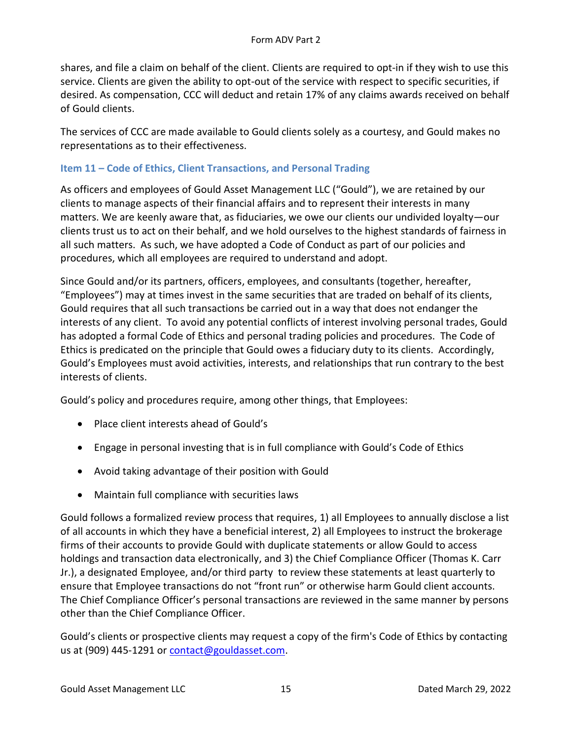shares, and file a claim on behalf of the client. Clients are required to opt-in if they wish to use this service. Clients are given the ability to opt-out of the service with respect to specific securities, if desired. As compensation, CCC will deduct and retain 17% of any claims awards received on behalf of Gould clients.

The services of CCC are made available to Gould clients solely as a courtesy, and Gould makes no representations as to their effectiveness.

## Item 11 – Code of Ethics, Client Transactions, and Personal Trading

As officers and employees of Gould Asset Management LLC ("Gould"), we are retained by our clients to manage aspects of their financial affairs and to represent their interests in many matters. We are keenly aware that, as fiduciaries, we owe our clients our undivided loyalty—our clients trust us to act on their behalf, and we hold ourselves to the highest standards of fairness in all such matters. As such, we have adopted a Code of Conduct as part of our policies and procedures, which all employees are required to understand and adopt.

Since Gould and/or its partners, officers, employees, and consultants (together, hereafter, "Employees") may at times invest in the same securities that are traded on behalf of its clients, Gould requires that all such transactions be carried out in a way that does not endanger the interests of any client. To avoid any potential conflicts of interest involving personal trades, Gould has adopted a formal Code of Ethics and personal trading policies and procedures. The Code of Ethics is predicated on the principle that Gould owes a fiduciary duty to its clients. Accordingly, Gould's Employees must avoid activities, interests, and relationships that run contrary to the best interests of clients.

Gould's policy and procedures require, among other things, that Employees:

- Place client interests ahead of Gould's
- Engage in personal investing that is in full compliance with Gould's Code of Ethics
- Avoid taking advantage of their position with Gould
- Maintain full compliance with securities laws

Gould follows a formalized review process that requires, 1) all Employees to annually disclose a list of all accounts in which they have a beneficial interest, 2) all Employees to instruct the brokerage firms of their accounts to provide Gould with duplicate statements or allow Gould to access holdings and transaction data electronically, and 3) the Chief Compliance Officer (Thomas K. Carr Jr.), a designated Employee, and/or third party to review these statements at least quarterly to ensure that Employee transactions do not "front run" or otherwise harm Gould client accounts. The Chief Compliance Officer's personal transactions are reviewed in the same manner by persons other than the Chief Compliance Officer.

Gould's clients or prospective clients may request a copy of the firm's Code of Ethics by contacting us at (909) 445-1291 or contact@gouldasset.com.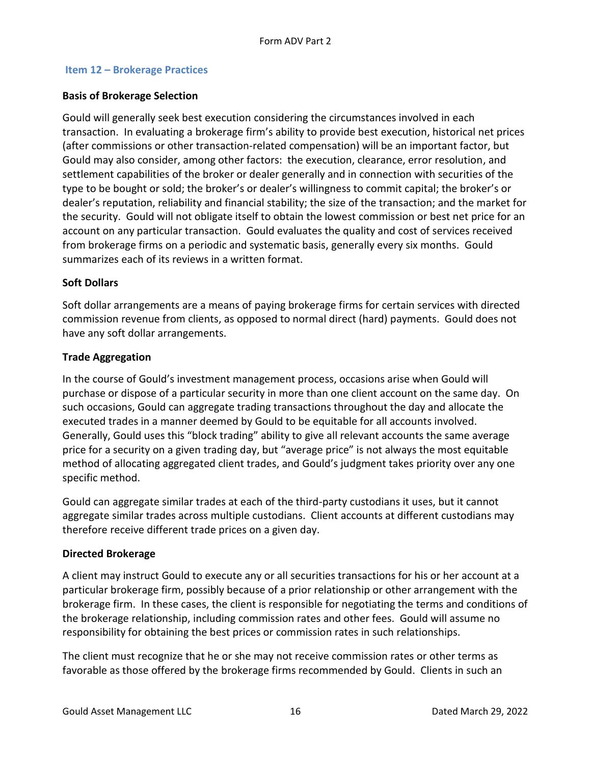## Item 12 – Brokerage Practices

### Basis of Brokerage Selection

Gould will generally seek best execution considering the circumstances involved in each transaction. In evaluating a brokerage firm's ability to provide best execution, historical net prices (after commissions or other transaction-related compensation) will be an important factor, but Gould may also consider, among other factors: the execution, clearance, error resolution, and settlement capabilities of the broker or dealer generally and in connection with securities of the type to be bought or sold; the broker's or dealer's willingness to commit capital; the broker's or dealer's reputation, reliability and financial stability; the size of the transaction; and the market for the security. Gould will not obligate itself to obtain the lowest commission or best net price for an account on any particular transaction. Gould evaluates the quality and cost of services received from brokerage firms on a periodic and systematic basis, generally every six months. Gould summarizes each of its reviews in a written format.

### Soft Dollars

Soft dollar arrangements are a means of paying brokerage firms for certain services with directed commission revenue from clients, as opposed to normal direct (hard) payments. Gould does not have any soft dollar arrangements.

### Trade Aggregation

In the course of Gould's investment management process, occasions arise when Gould will purchase or dispose of a particular security in more than one client account on the same day. On such occasions, Gould can aggregate trading transactions throughout the day and allocate the executed trades in a manner deemed by Gould to be equitable for all accounts involved. Generally, Gould uses this "block trading" ability to give all relevant accounts the same average price for a security on a given trading day, but "average price" is not always the most equitable method of allocating aggregated client trades, and Gould's judgment takes priority over any one specific method.

Gould can aggregate similar trades at each of the third-party custodians it uses, but it cannot aggregate similar trades across multiple custodians. Client accounts at different custodians may therefore receive different trade prices on a given day.

### Directed Brokerage

A client may instruct Gould to execute any or all securities transactions for his or her account at a particular brokerage firm, possibly because of a prior relationship or other arrangement with the brokerage firm. In these cases, the client is responsible for negotiating the terms and conditions of the brokerage relationship, including commission rates and other fees. Gould will assume no responsibility for obtaining the best prices or commission rates in such relationships.

The client must recognize that he or she may not receive commission rates or other terms as favorable as those offered by the brokerage firms recommended by Gould. Clients in such an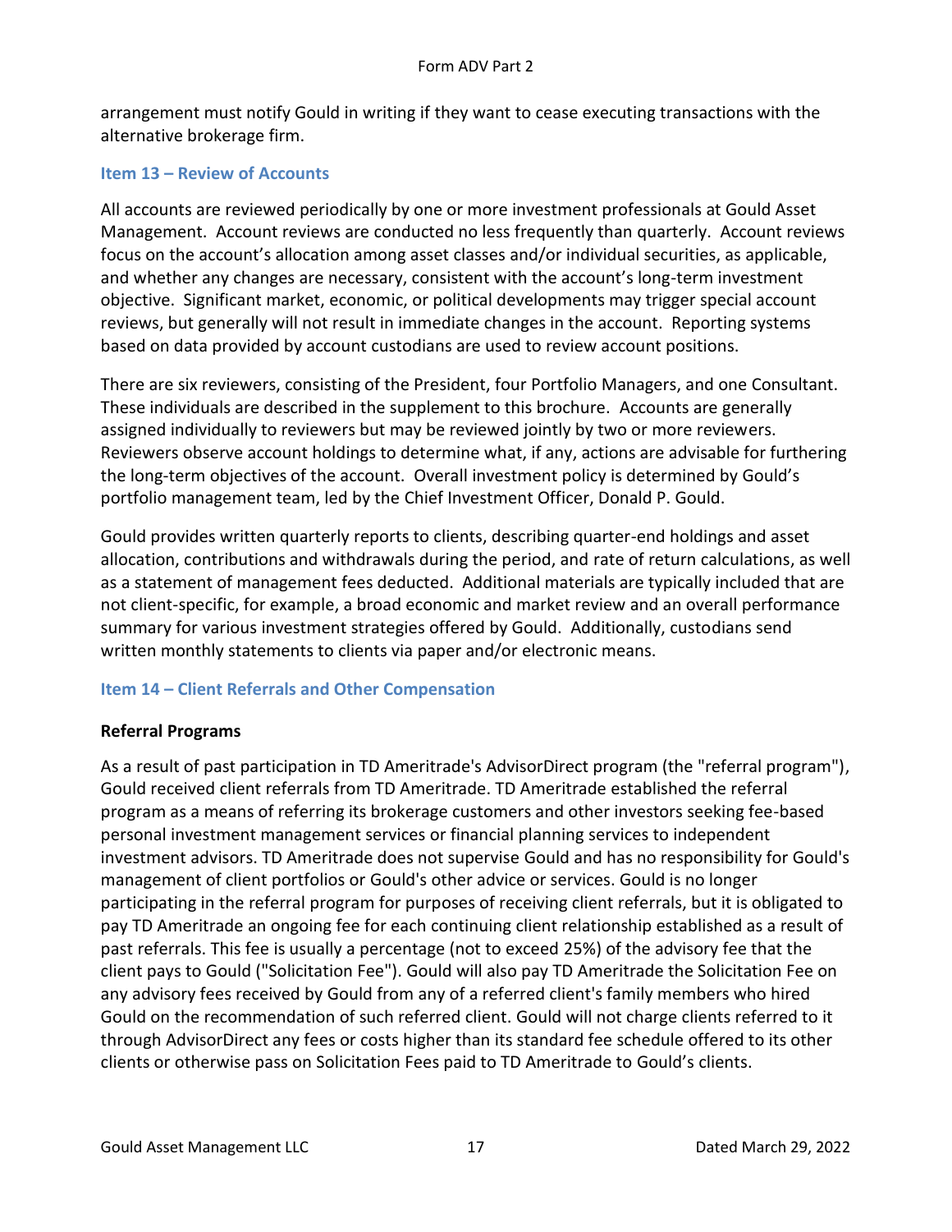arrangement must notify Gould in writing if they want to cease executing transactions with the alternative brokerage firm.

## Item 13 – Review of Accounts

All accounts are reviewed periodically by one or more investment professionals at Gould Asset Management. Account reviews are conducted no less frequently than quarterly. Account reviews focus on the account's allocation among asset classes and/or individual securities, as applicable, and whether any changes are necessary, consistent with the account's long-term investment objective. Significant market, economic, or political developments may trigger special account reviews, but generally will not result in immediate changes in the account. Reporting systems based on data provided by account custodians are used to review account positions.

There are six reviewers, consisting of the President, four Portfolio Managers, and one Consultant. These individuals are described in the supplement to this brochure. Accounts are generally assigned individually to reviewers but may be reviewed jointly by two or more reviewers. Reviewers observe account holdings to determine what, if any, actions are advisable for furthering the long-term objectives of the account. Overall investment policy is determined by Gould's portfolio management team, led by the Chief Investment Officer, Donald P. Gould.

Gould provides written quarterly reports to clients, describing quarter-end holdings and asset allocation, contributions and withdrawals during the period, and rate of return calculations, as well as a statement of management fees deducted. Additional materials are typically included that are not client-specific, for example, a broad economic and market review and an overall performance summary for various investment strategies offered by Gould. Additionally, custodians send written monthly statements to clients via paper and/or electronic means.

## Item 14 – Client Referrals and Other Compensation

### Referral Programs

As a result of past participation in TD Ameritrade's AdvisorDirect program (the "referral program"), Gould received client referrals from TD Ameritrade. TD Ameritrade established the referral program as a means of referring its brokerage customers and other investors seeking fee-based personal investment management services or financial planning services to independent investment advisors. TD Ameritrade does not supervise Gould and has no responsibility for Gould's management of client portfolios or Gould's other advice or services. Gould is no longer participating in the referral program for purposes of receiving client referrals, but it is obligated to pay TD Ameritrade an ongoing fee for each continuing client relationship established as a result of past referrals. This fee is usually a percentage (not to exceed 25%) of the advisory fee that the client pays to Gould ("Solicitation Fee"). Gould will also pay TD Ameritrade the Solicitation Fee on any advisory fees received by Gould from any of a referred client's family members who hired Gould on the recommendation of such referred client. Gould will not charge clients referred to it through AdvisorDirect any fees or costs higher than its standard fee schedule offered to its other clients or otherwise pass on Solicitation Fees paid to TD Ameritrade to Gould's clients.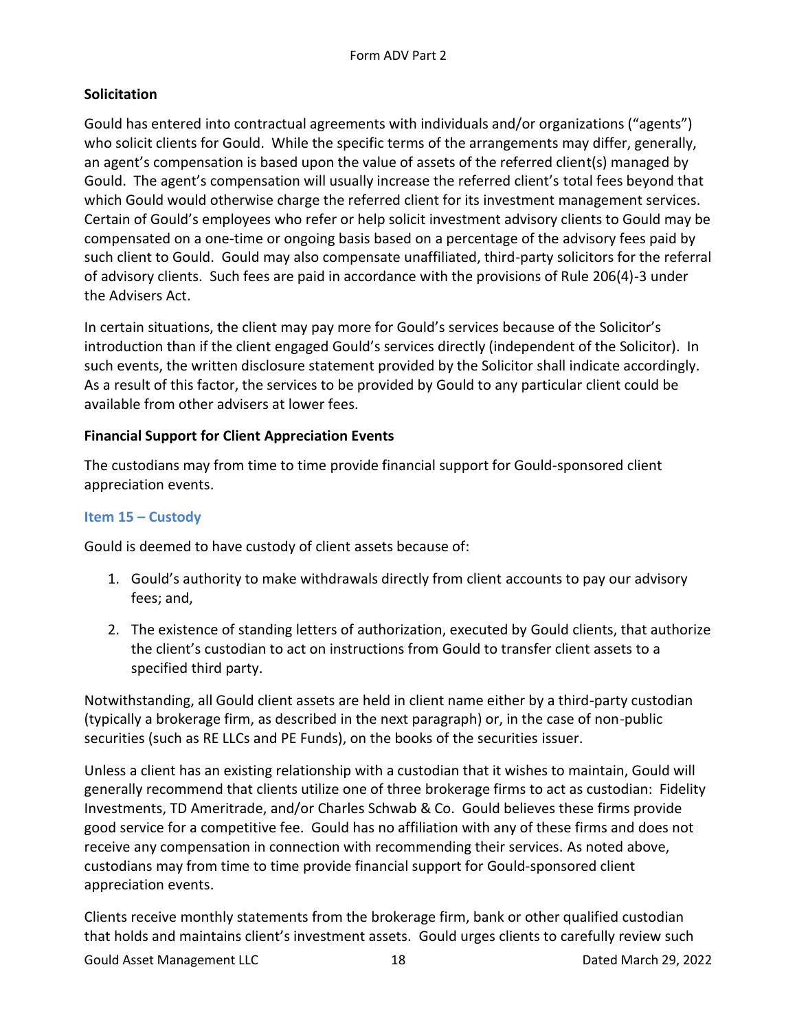**Solicitation**

Gould has entered into contractual agreements with individuals and/or organizations ("agents") who solicit clients for Gould. While the specific terms of the arrangements may differ, generally, an agent's compensation is based upon the value of assets of the referred client(s) managed by Gould. The agent's compensation will usually increase the referred client's total fees beyond that which Gould would otherwise charge the referred client for its investment management services. Certain of Gould's employees who refer or help solicit investment advisory clients to Gould may be compensated on a one-time or ongoing basis based on a percentage of the advisory fees paid by such client to Gould. Gould may also compensate unaffiliated, third-party solicitors for the referral of advisory clients. Such fees are paid in accordance with the provisions of Rule 206(4)-3 under the Advisers Act.

In certain situations, the client may pay more for Gould's services because of the Solicitor's introduction than if the client engaged Gould's services directly (independent of the Solicitor). In such events, the written disclosure statement provided by the Solicitor shall indicate accordingly. As a result of this factor, the services to be provided by Gould to any particular client could be available from other advisers at lower fees.

**Financial Support for Client Appreciation Events**

The custodians may from time to time provide financial support for Gould-sponsored client appreciation events.

## Item 15 – Custody

Gould is deemed to have custody of client assets because of:

1. Gould's authority to make withdrawals directly from client accounts to pay our advisory fees; and,
2. The existence of standing letters of authorization, executed by Gould clients, that authorize the client's custodian to act on instructions from Gould to transfer client assets to a specified third party.

Notwithstanding, all Gould client assets are held in client name either by a third-party custodian (typically a brokerage firm, as described in the next paragraph) or, in the case of non-public securities (such as RE LLCs and PE Funds), on the books of the securities issuer.

Unless a client has an existing relationship with a custodian that it wishes to maintain, Gould will generally recommend that clients utilize one of three brokerage firms to act as custodian: Fidelity Investments, TD Ameritrade, and/or Charles Schwab & Co. Gould believes these firms provide good service for a competitive fee. Gould has no affiliation with any of these firms and does not receive any compensation in connection with recommending their services. As noted above, custodians may from time to time provide financial support for Gould-sponsored client appreciation events.

Clients receive monthly statements from the brokerage firm, bank or other qualified custodian that holds and maintains client's investment assets. Gould urges clients to carefully review such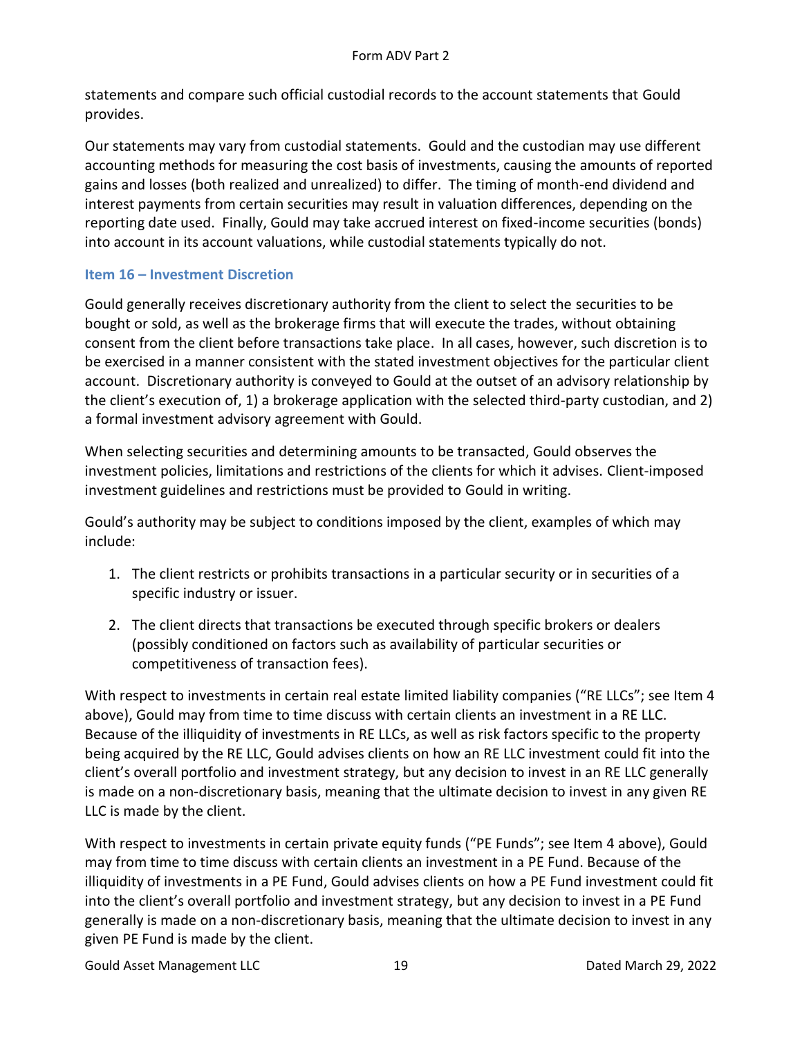statements and compare such official custodial records to the account statements that Gould provides.

Our statements may vary from custodial statements. Gould and the custodian may use different accounting methods for measuring the cost basis of investments, causing the amounts of reported gains and losses (both realized and unrealized) to differ. The timing of month-end dividend and interest payments from certain securities may result in valuation differences, depending on the reporting date used. Finally, Gould may take accrued interest on fixed-income securities (bonds) into account in its account valuations, while custodial statements typically do not.

## Item 16 – Investment Discretion

Gould generally receives discretionary authority from the client to select the securities to be bought or sold, as well as the brokerage firms that will execute the trades, without obtaining consent from the client before transactions take place. In all cases, however, such discretion is to be exercised in a manner consistent with the stated investment objectives for the particular client account. Discretionary authority is conveyed to Gould at the outset of an advisory relationship by the client's execution of, 1) a brokerage application with the selected third-party custodian, and 2) a formal investment advisory agreement with Gould.

When selecting securities and determining amounts to be transacted, Gould observes the investment policies, limitations and restrictions of the clients for which it advises. Client-imposed investment guidelines and restrictions must be provided to Gould in writing.

Gould's authority may be subject to conditions imposed by the client, examples of which may include:

1. The client restricts or prohibits transactions in a particular security or in securities of a specific industry or issuer.
2. The client directs that transactions be executed through specific brokers or dealers (possibly conditioned on factors such as availability of particular securities or competitiveness of transaction fees).

With respect to investments in certain real estate limited liability companies ("RE LLCs"; see Item 4 above), Gould may from time to time discuss with certain clients an investment in a RE LLC. Because of the illiquidity of investments in RE LLCs, as well as risk factors specific to the property being acquired by the RE LLC, Gould advises clients on how an RE LLC investment could fit into the client's overall portfolio and investment strategy, but any decision to invest in an RE LLC generally is made on a non-discretionary basis, meaning that the ultimate decision to invest in any given RE LLC is made by the client.

With respect to investments in certain private equity funds ("PE Funds"; see Item 4 above), Gould may from time to time discuss with certain clients an investment in a PE Fund. Because of the illiquidity of investments in a PE Fund, Gould advises clients on how a PE Fund investment could fit into the client's overall portfolio and investment strategy, but any decision to invest in a PE Fund generally is made on a non-discretionary basis, meaning that the ultimate decision to invest in any given PE Fund is made by the client.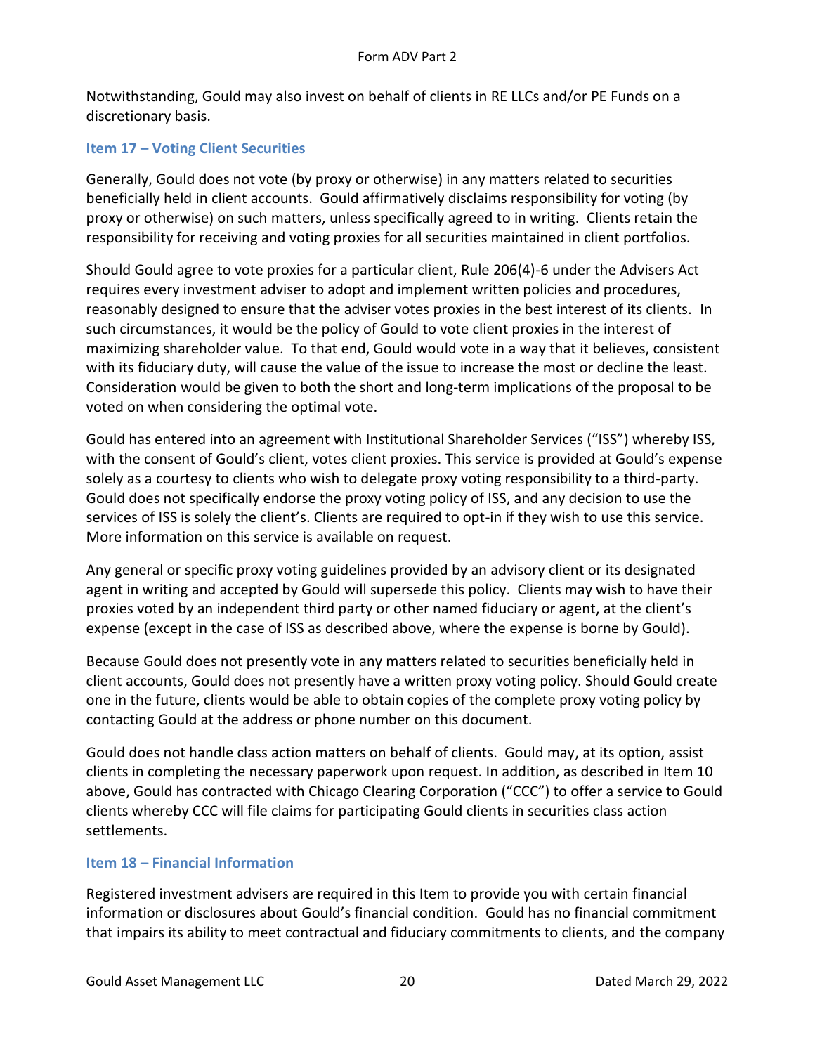Notwithstanding, Gould may also invest on behalf of clients in RE LLCs and/or PE Funds on a discretionary basis.

## Item 17 – Voting Client Securities

Generally, Gould does not vote (by proxy or otherwise) in any matters related to securities beneficially held in client accounts. Gould affirmatively disclaims responsibility for voting (by proxy or otherwise) on such matters, unless specifically agreed to in writing. Clients retain the responsibility for receiving and voting proxies for all securities maintained in client portfolios.

Should Gould agree to vote proxies for a particular client, Rule 206(4)-6 under the Advisers Act requires every investment adviser to adopt and implement written policies and procedures, reasonably designed to ensure that the adviser votes proxies in the best interest of its clients. In such circumstances, it would be the policy of Gould to vote client proxies in the interest of maximizing shareholder value. To that end, Gould would vote in a way that it believes, consistent with its fiduciary duty, will cause the value of the issue to increase the most or decline the least. Consideration would be given to both the short and long-term implications of the proposal to be voted on when considering the optimal vote.

Gould has entered into an agreement with Institutional Shareholder Services ("ISS") whereby ISS, with the consent of Gould's client, votes client proxies. This service is provided at Gould's expense solely as a courtesy to clients who wish to delegate proxy voting responsibility to a third-party. Gould does not specifically endorse the proxy voting policy of ISS, and any decision to use the services of ISS is solely the client's. Clients are required to opt-in if they wish to use this service. More information on this service is available on request.

Any general or specific proxy voting guidelines provided by an advisory client or its designated agent in writing and accepted by Gould will supersede this policy. Clients may wish to have their proxies voted by an independent third party or other named fiduciary or agent, at the client's expense (except in the case of ISS as described above, where the expense is borne by Gould).

Because Gould does not presently vote in any matters related to securities beneficially held in client accounts, Gould does not presently have a written proxy voting policy. Should Gould create one in the future, clients would be able to obtain copies of the complete proxy voting policy by contacting Gould at the address or phone number on this document.

Gould does not handle class action matters on behalf of clients. Gould may, at its option, assist clients in completing the necessary paperwork upon request. In addition, as described in Item 10 above, Gould has contracted with Chicago Clearing Corporation ("CCC") to offer a service to Gould clients whereby CCC will file claims for participating Gould clients in securities class action settlements.

## Item 18 – Financial Information

Registered investment advisers are required in this Item to provide you with certain financial information or disclosures about Gould's financial condition. Gould has no financial commitment that impairs its ability to meet contractual and fiduciary commitments to clients, and the company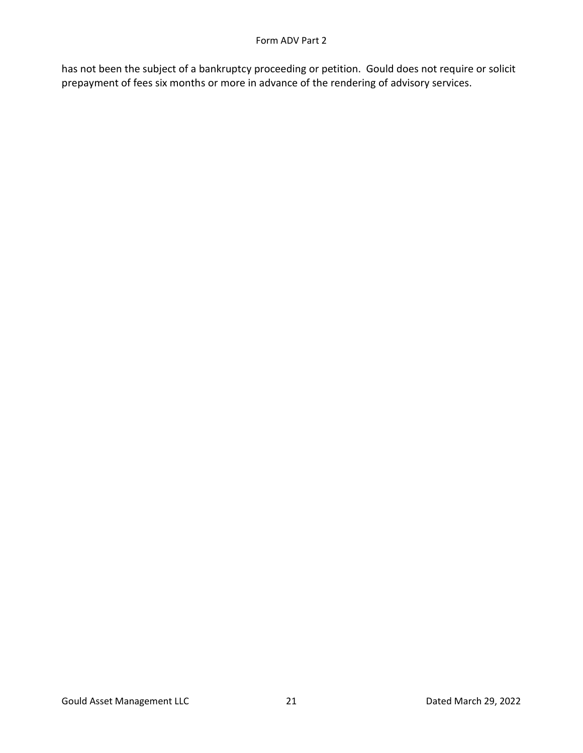has not been the subject of a bankruptcy proceeding or petition. Gould does not require or solicit prepayment of fees six months or more in advance of the rendering of advisory services.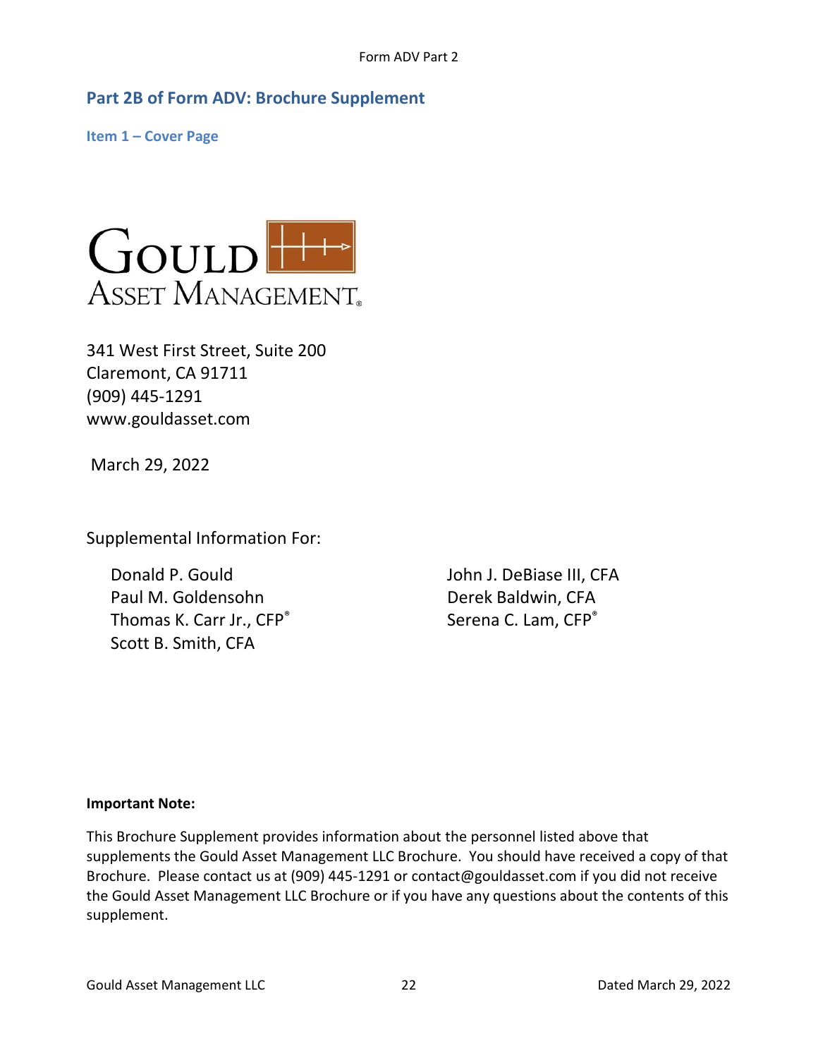## Part 2B of Form ADV: Brochure Supplement

### Item 1 – Cover Page

GOULD ASSET MANAGEMENT®

341 West First Street, Suite 200
Claremont, CA 91711
(909) 445-1291
www.gouldasset.com

March 29, 2022

Supplemental Information For:

Donald P. Gould
Paul M. Goldensohn
Thomas K. Carr Jr., CFP®
Scott B. Smith, CFA
John J. DeBiase III, CFA
Derek Baldwin, CFA
Serena C. Lam, CFP®

**Important Note:**

This Brochure Supplement provides information about the personnel listed above that supplements the Gould Asset Management LLC Brochure. You should have received a copy of that Brochure. Please contact us at (909) 445-1291 or contact@gouldasset.com if you did not receive the Gould Asset Management LLC Brochure or if you have any questions about the contents of this supplement.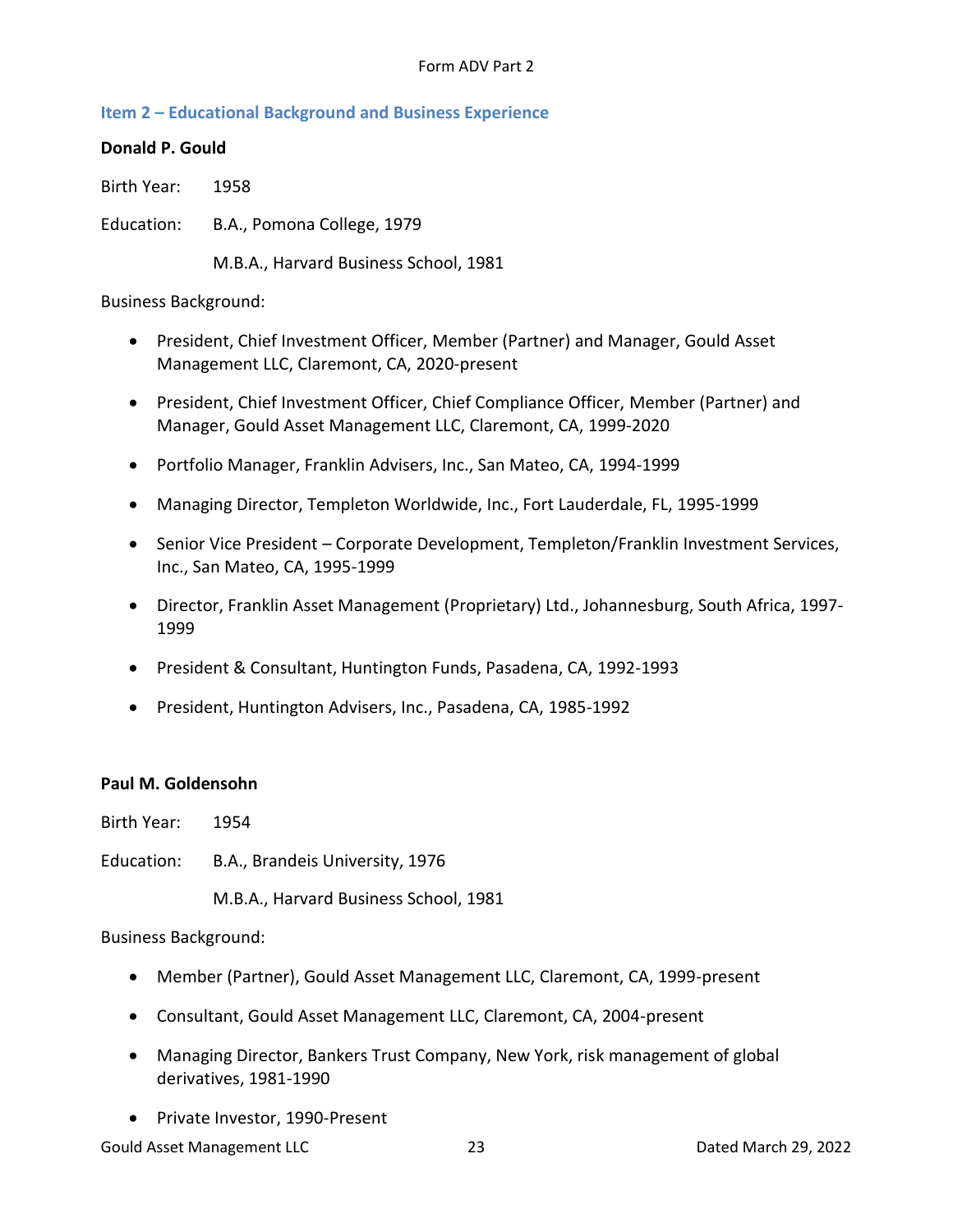## Item 2 – Educational Background and Business Experience

**Donald P. Gould**

Birth Year: 1958

Education: B.A., Pomona College, 1979

M.B.A., Harvard Business School, 1981

Business Background:

- President, Chief Investment Officer, Member (Partner) and Manager, Gould Asset Management LLC, Claremont, CA, 2020-present
- President, Chief Investment Officer, Chief Compliance Officer, Member (Partner) and Manager, Gould Asset Management LLC, Claremont, CA, 1999-2020
- Portfolio Manager, Franklin Advisers, Inc., San Mateo, CA, 1994-1999
- Managing Director, Templeton Worldwide, Inc., Fort Lauderdale, FL, 1995-1999
- Senior Vice President – Corporate Development, Templeton/Franklin Investment Services, Inc., San Mateo, CA, 1995-1999
- Director, Franklin Asset Management (Proprietary) Ltd., Johannesburg, South Africa, 1997-1999
- President & Consultant, Huntington Funds, Pasadena, CA, 1992-1993
- President, Huntington Advisers, Inc., Pasadena, CA, 1985-1992

**Paul M. Goldensohn**

Birth Year: 1954

Education: B.A., Brandeis University, 1976

M.B.A., Harvard Business School, 1981

Business Background:

- Member (Partner), Gould Asset Management LLC, Claremont, CA, 1999-present
- Consultant, Gould Asset Management LLC, Claremont, CA, 2004-present
- Managing Director, Bankers Trust Company, New York, risk management of global derivatives, 1981-1990
- Private Investor, 1990-Present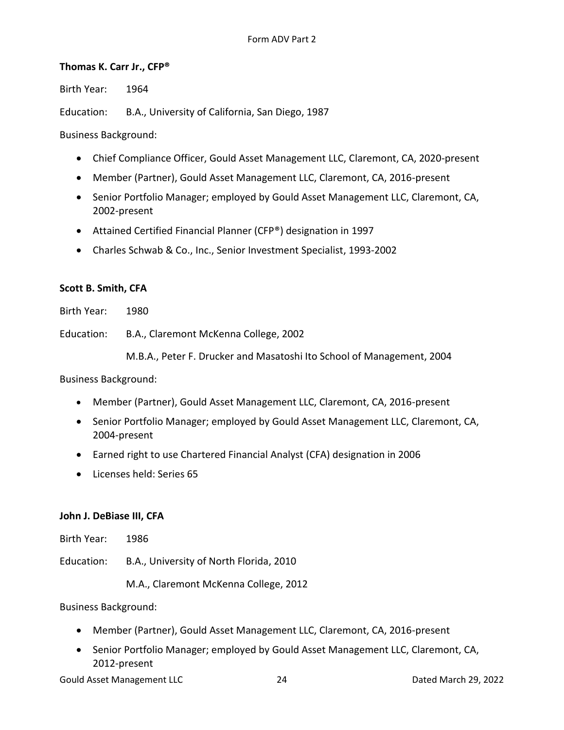**Thomas K. Carr Jr., CFP®**

Birth Year: 1964

Education: B.A., University of California, San Diego, 1987

Business Background:

- Chief Compliance Officer, Gould Asset Management LLC, Claremont, CA, 2020-present
- Member (Partner), Gould Asset Management LLC, Claremont, CA, 2016-present
- Senior Portfolio Manager; employed by Gould Asset Management LLC, Claremont, CA, 2002-present
- Attained Certified Financial Planner (CFP®) designation in 1997
- Charles Schwab & Co., Inc., Senior Investment Specialist, 1993-2002

**Scott B. Smith, CFA**

Birth Year: 1980

Education: B.A., Claremont McKenna College, 2002

M.B.A., Peter F. Drucker and Masatoshi Ito School of Management, 2004

Business Background:

- Member (Partner), Gould Asset Management LLC, Claremont, CA, 2016-present
- Senior Portfolio Manager; employed by Gould Asset Management LLC, Claremont, CA, 2004-present
- Earned right to use Chartered Financial Analyst (CFA) designation in 2006
- Licenses held: Series 65

**John J. DeBiase III, CFA**

Birth Year: 1986

Education: B.A., University of North Florida, 2010

M.A., Claremont McKenna College, 2012

Business Background:

- Member (Partner), Gould Asset Management LLC, Claremont, CA, 2016-present
- Senior Portfolio Manager; employed by Gould Asset Management LLC, Claremont, CA, 2012-present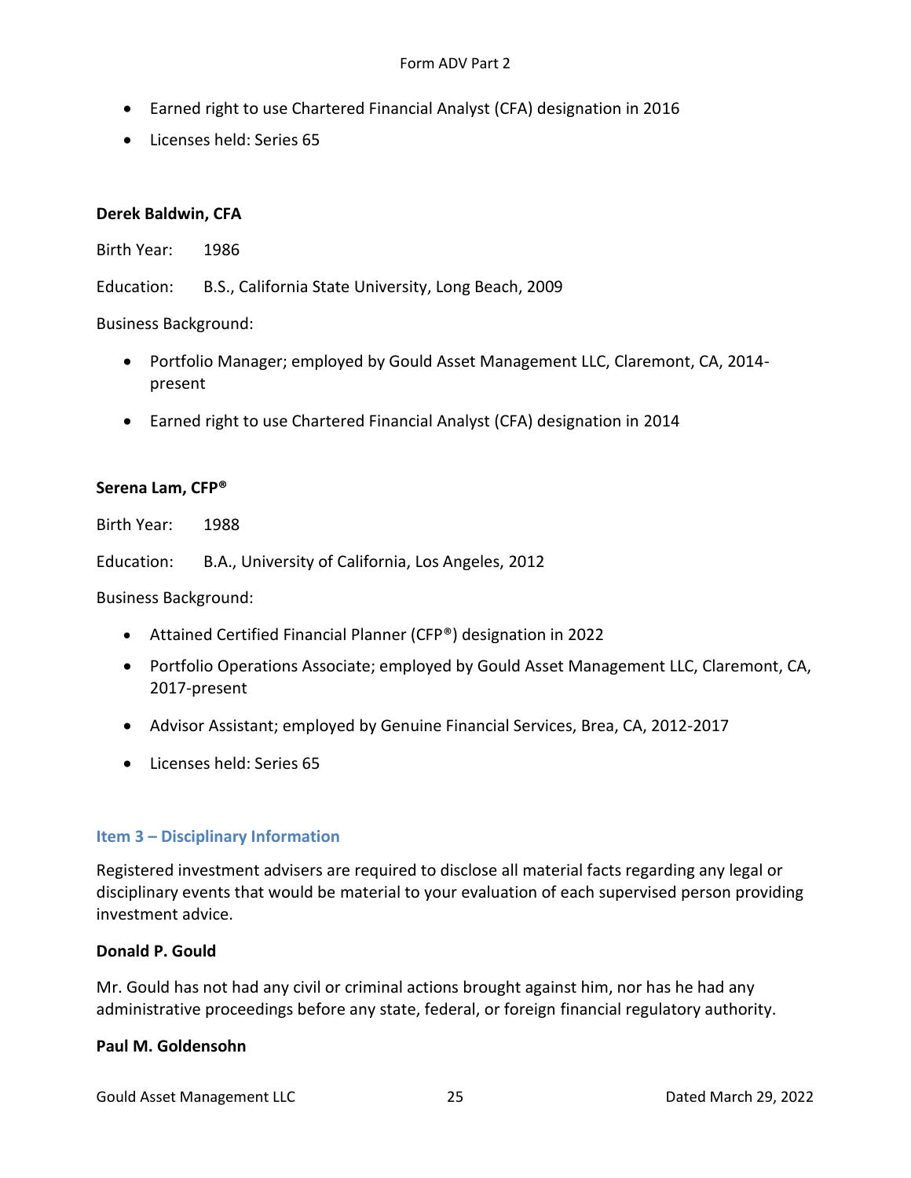- Earned right to use Chartered Financial Analyst (CFA) designation in 2016
- Licenses held: Series 65

**Derek Baldwin, CFA**

Birth Year: 1986

Education: B.S., California State University, Long Beach, 2009

Business Background:

- Portfolio Manager; employed by Gould Asset Management LLC, Claremont, CA, 2014-present
- Earned right to use Chartered Financial Analyst (CFA) designation in 2014

**Serena Lam, CFP®**

Birth Year: 1988

Education: B.A., University of California, Los Angeles, 2012

Business Background:

- Attained Certified Financial Planner (CFP®) designation in 2022
- Portfolio Operations Associate; employed by Gould Asset Management LLC, Claremont, CA, 2017-present
- Advisor Assistant; employed by Genuine Financial Services, Brea, CA, 2012-2017
- Licenses held: Series 65

## Item 3 – Disciplinary Information

Registered investment advisers are required to disclose all material facts regarding any legal or disciplinary events that would be material to your evaluation of each supervised person providing investment advice.

**Donald P. Gould**

Mr. Gould has not had any civil or criminal actions brought against him, nor has he had any administrative proceedings before any state, federal, or foreign financial regulatory authority.

**Paul M. Goldensohn**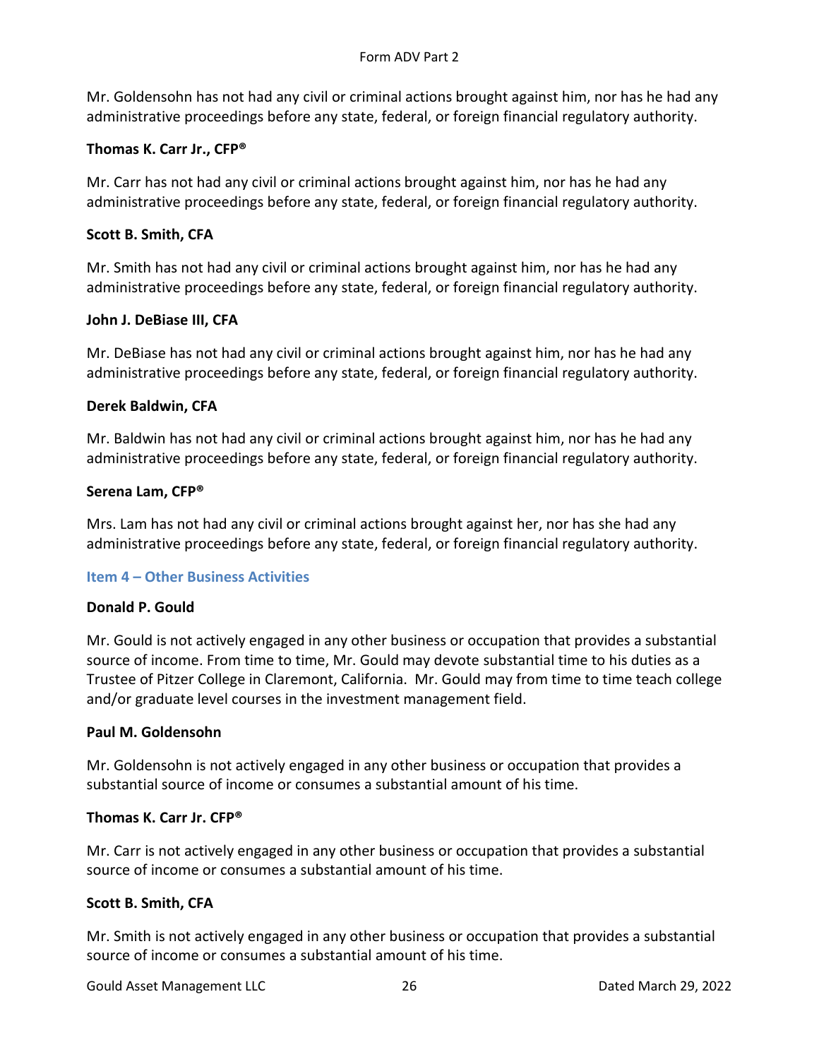Mr. Goldensohn has not had any civil or criminal actions brought against him, nor has he had any administrative proceedings before any state, federal, or foreign financial regulatory authority.

**Thomas K. Carr Jr., CFP®**

Mr. Carr has not had any civil or criminal actions brought against him, nor has he had any administrative proceedings before any state, federal, or foreign financial regulatory authority.

**Scott B. Smith, CFA**

Mr. Smith has not had any civil or criminal actions brought against him, nor has he had any administrative proceedings before any state, federal, or foreign financial regulatory authority.

**John J. DeBiase III, CFA**

Mr. DeBiase has not had any civil or criminal actions brought against him, nor has he had any administrative proceedings before any state, federal, or foreign financial regulatory authority.

**Derek Baldwin, CFA**

Mr. Baldwin has not had any civil or criminal actions brought against him, nor has he had any administrative proceedings before any state, federal, or foreign financial regulatory authority.

**Serena Lam, CFP®**

Mrs. Lam has not had any civil or criminal actions brought against her, nor has she had any administrative proceedings before any state, federal, or foreign financial regulatory authority.

## Item 4 – Other Business Activities

**Donald P. Gould**

Mr. Gould is not actively engaged in any other business or occupation that provides a substantial source of income. From time to time, Mr. Gould may devote substantial time to his duties as a Trustee of Pitzer College in Claremont, California. Mr. Gould may from time to time teach college and/or graduate level courses in the investment management field.

**Paul M. Goldensohn**

Mr. Goldensohn is not actively engaged in any other business or occupation that provides a substantial source of income or consumes a substantial amount of his time.

**Thomas K. Carr Jr. CFP®**

Mr. Carr is not actively engaged in any other business or occupation that provides a substantial source of income or consumes a substantial amount of his time.

**Scott B. Smith, CFA**

Mr. Smith is not actively engaged in any other business or occupation that provides a substantial source of income or consumes a substantial amount of his time.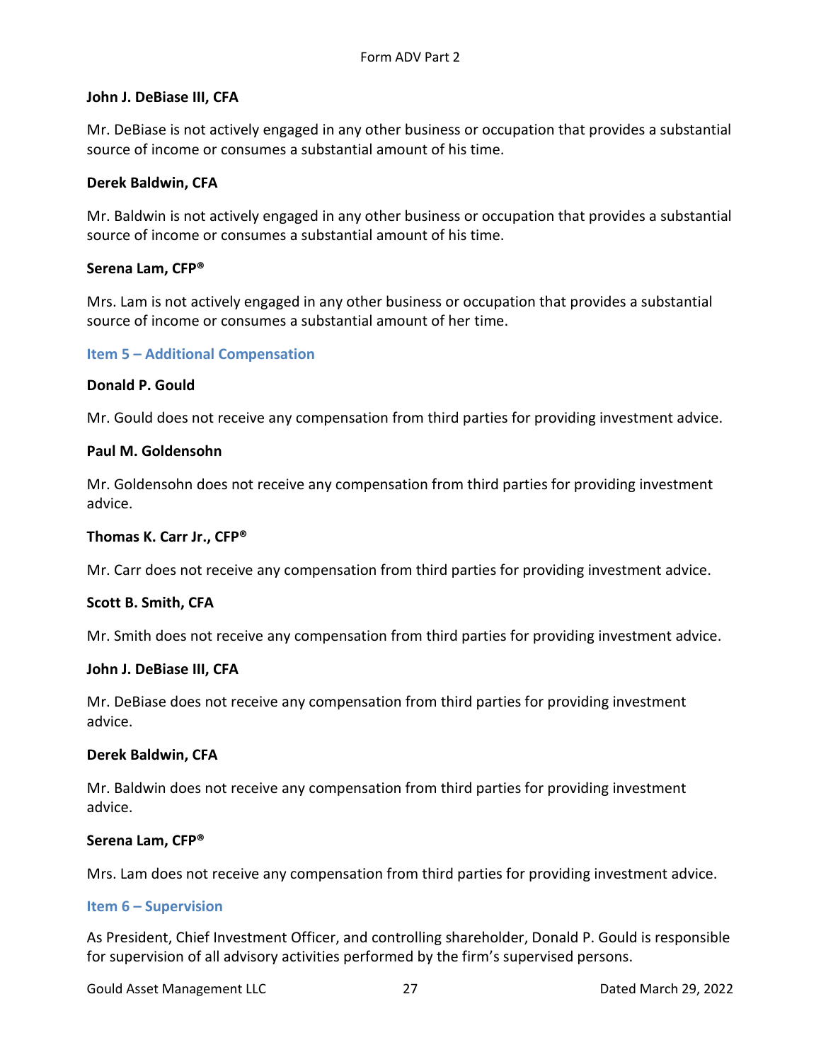**John J. DeBiase III, CFA**

Mr. DeBiase is not actively engaged in any other business or occupation that provides a substantial source of income or consumes a substantial amount of his time.

**Derek Baldwin, CFA**

Mr. Baldwin is not actively engaged in any other business or occupation that provides a substantial source of income or consumes a substantial amount of his time.

**Serena Lam, CFP®**

Mrs. Lam is not actively engaged in any other business or occupation that provides a substantial source of income or consumes a substantial amount of her time.

## Item 5 – Additional Compensation

**Donald P. Gould**

Mr. Gould does not receive any compensation from third parties for providing investment advice.

**Paul M. Goldensohn**

Mr. Goldensohn does not receive any compensation from third parties for providing investment advice.

**Thomas K. Carr Jr., CFP®**

Mr. Carr does not receive any compensation from third parties for providing investment advice.

**Scott B. Smith, CFA**

Mr. Smith does not receive any compensation from third parties for providing investment advice.

**John J. DeBiase III, CFA**

Mr. DeBiase does not receive any compensation from third parties for providing investment advice.

**Derek Baldwin, CFA**

Mr. Baldwin does not receive any compensation from third parties for providing investment advice.

**Serena Lam, CFP®**

Mrs. Lam does not receive any compensation from third parties for providing investment advice.

## Item 6 – Supervision

As President, Chief Investment Officer, and controlling shareholder, Donald P. Gould is responsible for supervision of all advisory activities performed by the firm's supervised persons.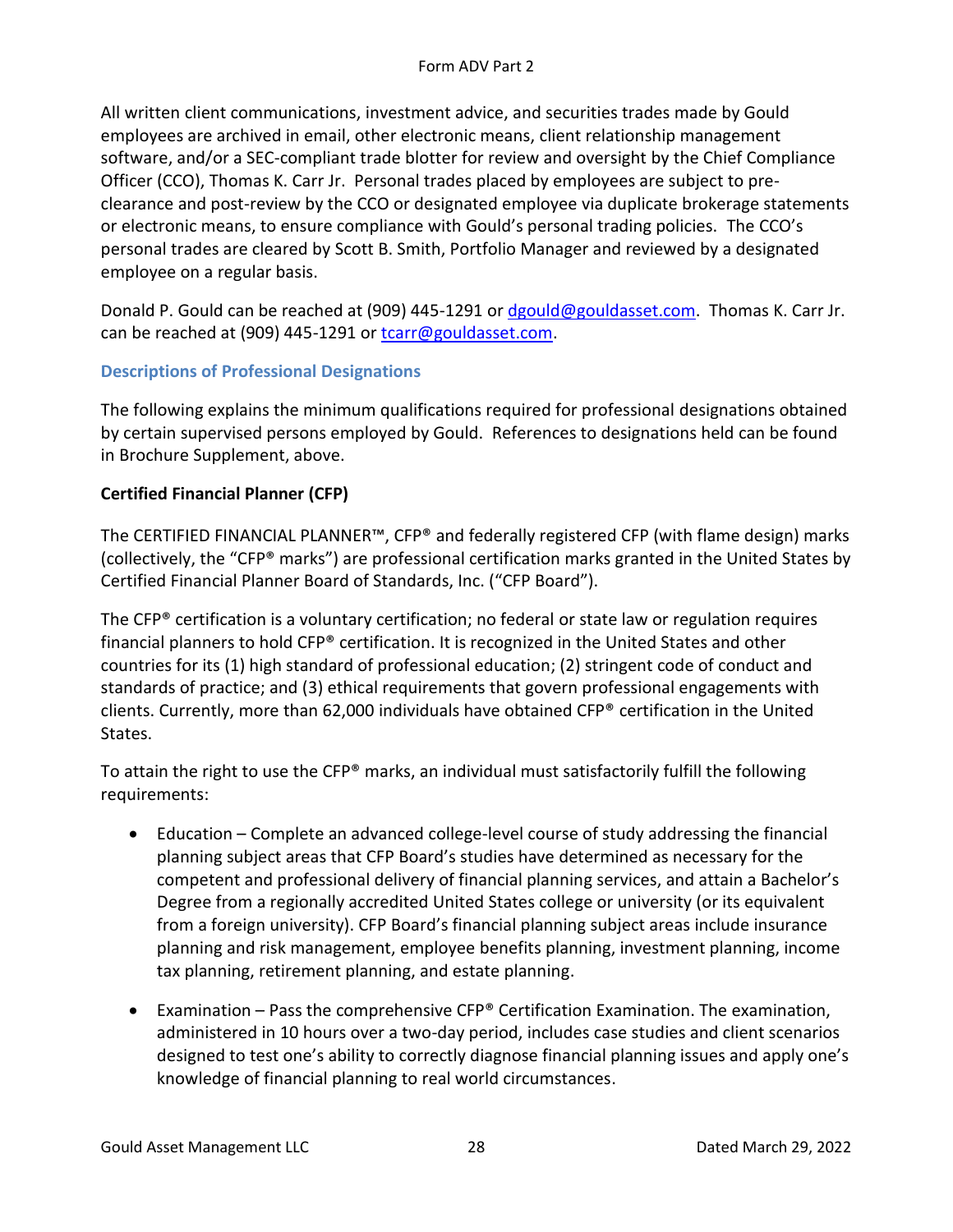All written client communications, investment advice, and securities trades made by Gould employees are archived in email, other electronic means, client relationship management software, and/or a SEC-compliant trade blotter for review and oversight by the Chief Compliance Officer (CCO), Thomas K. Carr Jr. Personal trades placed by employees are subject to pre-clearance and post-review by the CCO or designated employee via duplicate brokerage statements or electronic means, to ensure compliance with Gould's personal trading policies. The CCO's personal trades are cleared by Scott B. Smith, Portfolio Manager and reviewed by a designated employee on a regular basis.

Donald P. Gould can be reached at (909) 445-1291 or dgould@gouldasset.com. Thomas K. Carr Jr. can be reached at (909) 445-1291 or tcarr@gouldasset.com.

## Descriptions of Professional Designations

The following explains the minimum qualifications required for professional designations obtained by certain supervised persons employed by Gould. References to designations held can be found in Brochure Supplement, above.

### Certified Financial Planner (CFP)

The CERTIFIED FINANCIAL PLANNER™, CFP® and federally registered CFP (with flame design) marks (collectively, the "CFP® marks") are professional certification marks granted in the United States by Certified Financial Planner Board of Standards, Inc. ("CFP Board").

The CFP® certification is a voluntary certification; no federal or state law or regulation requires financial planners to hold CFP® certification. It is recognized in the United States and other countries for its (1) high standard of professional education; (2) stringent code of conduct and standards of practice; and (3) ethical requirements that govern professional engagements with clients. Currently, more than 62,000 individuals have obtained CFP® certification in the United States.

To attain the right to use the CFP® marks, an individual must satisfactorily fulfill the following requirements:

- Education – Complete an advanced college-level course of study addressing the financial planning subject areas that CFP Board's studies have determined as necessary for the competent and professional delivery of financial planning services, and attain a Bachelor's Degree from a regionally accredited United States college or university (or its equivalent from a foreign university). CFP Board's financial planning subject areas include insurance planning and risk management, employee benefits planning, investment planning, income tax planning, retirement planning, and estate planning.
- Examination – Pass the comprehensive CFP® Certification Examination. The examination, administered in 10 hours over a two-day period, includes case studies and client scenarios designed to test one's ability to correctly diagnose financial planning issues and apply one's knowledge of financial planning to real world circumstances.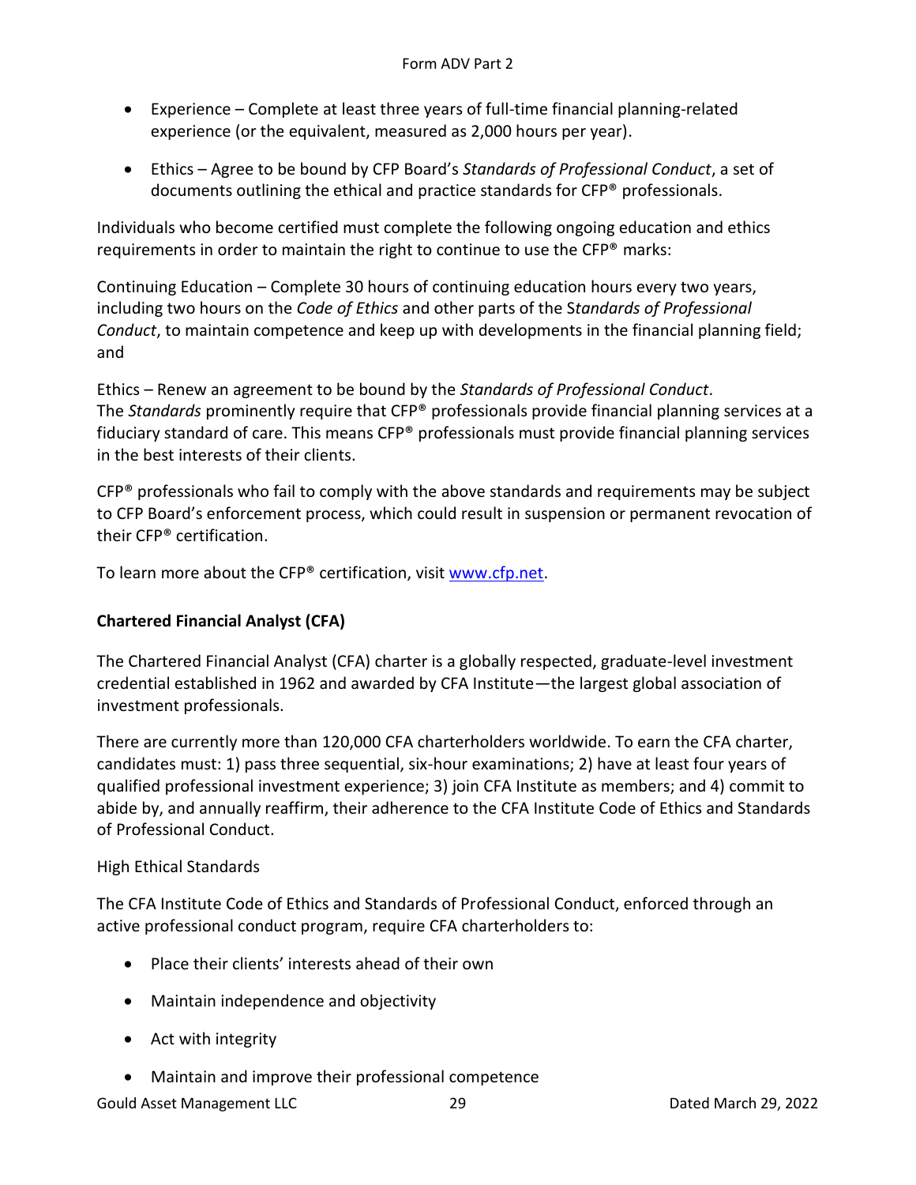- Experience – Complete at least three years of full-time financial planning-related experience (or the equivalent, measured as 2,000 hours per year).

- Ethics – Agree to be bound by CFP Board's *Standards of Professional Conduct*, a set of documents outlining the ethical and practice standards for CFP® professionals.

Individuals who become certified must complete the following ongoing education and ethics requirements in order to maintain the right to continue to use the CFP® marks:

Continuing Education – Complete 30 hours of continuing education hours every two years, including two hours on the *Code of Ethics* and other parts of the S*tandards of Professional Conduct*, to maintain competence and keep up with developments in the financial planning field; and

Ethics – Renew an agreement to be bound by the *Standards of Professional Conduct*. The *Standards* prominently require that CFP® professionals provide financial planning services at a fiduciary standard of care. This means CFP® professionals must provide financial planning services in the best interests of their clients.

CFP® professionals who fail to comply with the above standards and requirements may be subject to CFP Board's enforcement process, which could result in suspension or permanent revocation of their CFP® certification.

To learn more about the CFP® certification, visit www.cfp.net.

**Chartered Financial Analyst (CFA)**

The Chartered Financial Analyst (CFA) charter is a globally respected, graduate-level investment credential established in 1962 and awarded by CFA Institute—the largest global association of investment professionals.

There are currently more than 120,000 CFA charterholders worldwide. To earn the CFA charter, candidates must: 1) pass three sequential, six-hour examinations; 2) have at least four years of qualified professional investment experience; 3) join CFA Institute as members; and 4) commit to abide by, and annually reaffirm, their adherence to the CFA Institute Code of Ethics and Standards of Professional Conduct.

High Ethical Standards

The CFA Institute Code of Ethics and Standards of Professional Conduct, enforced through an active professional conduct program, require CFA charterholders to:

- Place their clients' interests ahead of their own

- Maintain independence and objectivity

- Act with integrity

- Maintain and improve their professional competence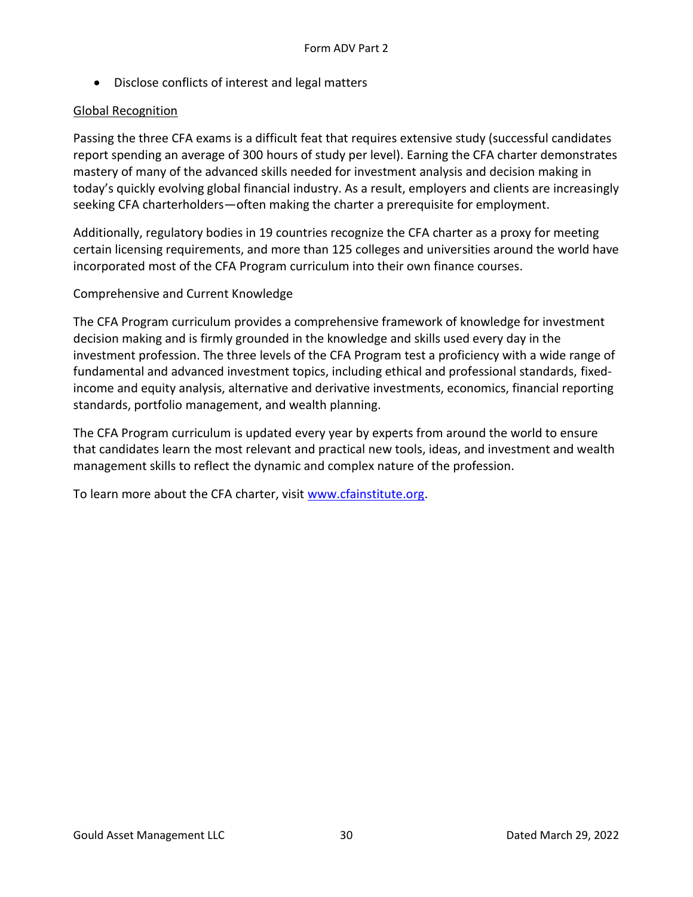- Disclose conflicts of interest and legal matters

<u>Global Recognition</u>

Passing the three CFA exams is a difficult feat that requires extensive study (successful candidates report spending an average of 300 hours of study per level). Earning the CFA charter demonstrates mastery of many of the advanced skills needed for investment analysis and decision making in today's quickly evolving global financial industry. As a result, employers and clients are increasingly seeking CFA charterholders—often making the charter a prerequisite for employment.

Additionally, regulatory bodies in 19 countries recognize the CFA charter as a proxy for meeting certain licensing requirements, and more than 125 colleges and universities around the world have incorporated most of the CFA Program curriculum into their own finance courses.

Comprehensive and Current Knowledge

The CFA Program curriculum provides a comprehensive framework of knowledge for investment decision making and is firmly grounded in the knowledge and skills used every day in the investment profession. The three levels of the CFA Program test a proficiency with a wide range of fundamental and advanced investment topics, including ethical and professional standards, fixed-income and equity analysis, alternative and derivative investments, economics, financial reporting standards, portfolio management, and wealth planning.

The CFA Program curriculum is updated every year by experts from around the world to ensure that candidates learn the most relevant and practical new tools, ideas, and investment and wealth management skills to reflect the dynamic and complex nature of the profession.

To learn more about the CFA charter, visit [www.cfainstitute.org](http://www.cfainstitute.org).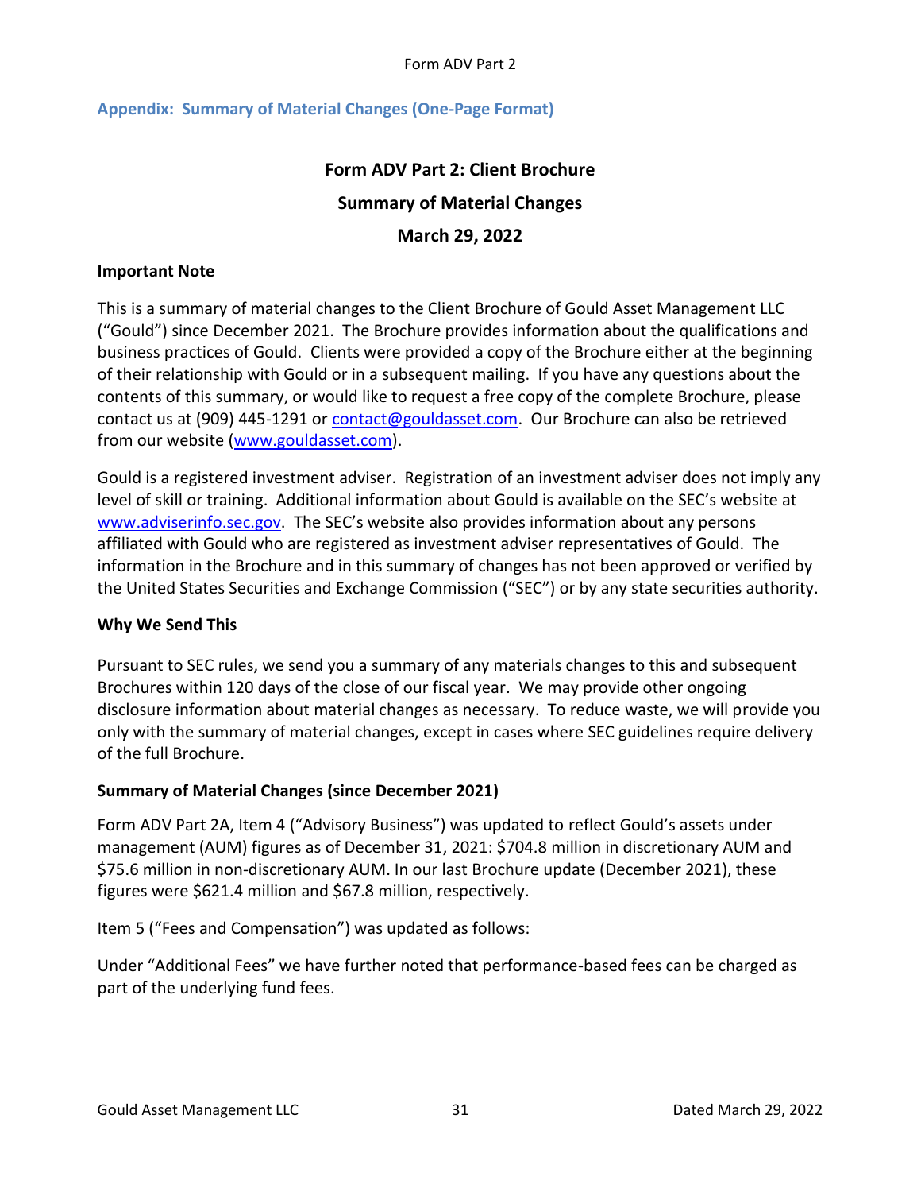## Appendix: Summary of Material Changes (One-Page Format)

**Form ADV Part 2: Client Brochure**

**Summary of Material Changes**

**March 29, 2022**

### Important Note

This is a summary of material changes to the Client Brochure of Gould Asset Management LLC ("Gould") since December 2021. The Brochure provides information about the qualifications and business practices of Gould. Clients were provided a copy of the Brochure either at the beginning of their relationship with Gould or in a subsequent mailing. If you have any questions about the contents of this summary, or would like to request a free copy of the complete Brochure, please contact us at (909) 445-1291 or contact@gouldasset.com. Our Brochure can also be retrieved from our website (www.gouldasset.com).

Gould is a registered investment adviser. Registration of an investment adviser does not imply any level of skill or training. Additional information about Gould is available on the SEC's website at www.adviserinfo.sec.gov. The SEC's website also provides information about any persons affiliated with Gould who are registered as investment adviser representatives of Gould. The information in the Brochure and in this summary of changes has not been approved or verified by the United States Securities and Exchange Commission ("SEC") or by any state securities authority.

### Why We Send This

Pursuant to SEC rules, we send you a summary of any materials changes to this and subsequent Brochures within 120 days of the close of our fiscal year. We may provide other ongoing disclosure information about material changes as necessary. To reduce waste, we will provide you only with the summary of material changes, except in cases where SEC guidelines require delivery of the full Brochure.

### Summary of Material Changes (since December 2021)

Form ADV Part 2A, Item 4 ("Advisory Business") was updated to reflect Gould's assets under management (AUM) figures as of December 31, 2021: $704.8 million in discretionary AUM and $75.6 million in non-discretionary AUM. In our last Brochure update (December 2021), these figures were $621.4 million and $67.8 million, respectively.

Item 5 ("Fees and Compensation") was updated as follows:

Under "Additional Fees" we have further noted that performance-based fees can be charged as part of the underlying fund fees.